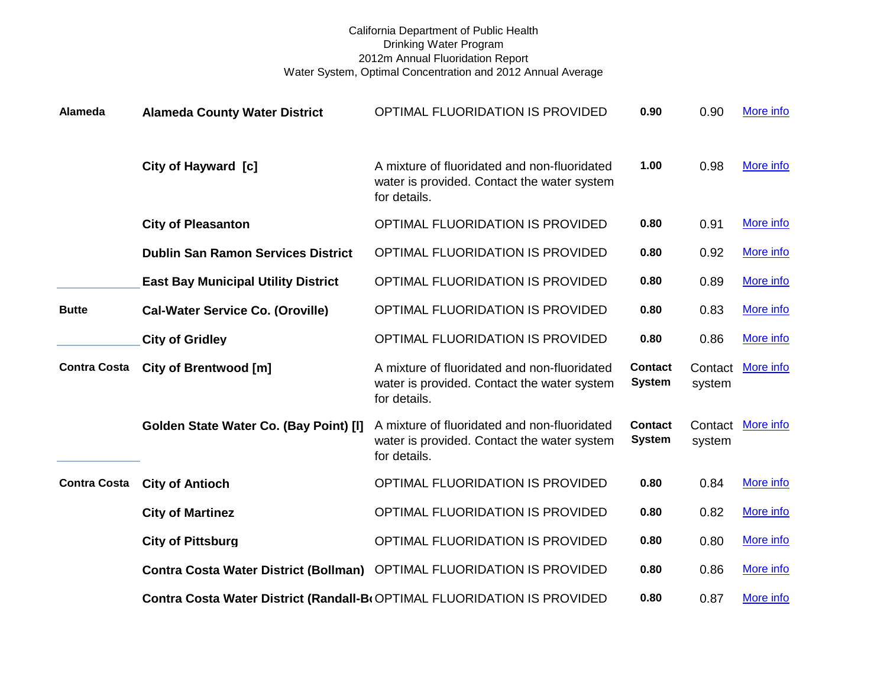California Department of Public Health
Drinking Water Program
2012m Annual Fluoridation Report
Water System, Optimal Concentration and 2012 Annual Average

| County | Water System | Status | Optimal | 2012 Average | |
|---|---|---|---|---|---|
| **Alameda** | **Alameda County Water District** | OPTIMAL FLUORIDATION IS PROVIDED | **0.90** | 0.90 | More info |
| | **City of Hayward [c]** | A mixture of fluoridated and non-fluoridated water is provided. Contact the water system for details. | **1.00** | 0.98 | More info |
| | **City of Pleasanton** | OPTIMAL FLUORIDATION IS PROVIDED | **0.80** | 0.91 | More info |
| | **Dublin San Ramon Services District** | OPTIMAL FLUORIDATION IS PROVIDED | **0.80** | 0.92 | More info |
| | **East Bay Municipal Utility District** | OPTIMAL FLUORIDATION IS PROVIDED | **0.80** | 0.89 | More info |
| **Butte** | **Cal-Water Service Co. (Oroville)** | OPTIMAL FLUORIDATION IS PROVIDED | **0.80** | 0.83 | More info |
| | **City of Gridley** | OPTIMAL FLUORIDATION IS PROVIDED | **0.80** | 0.86 | More info |
| **Contra Costa** | **City of Brentwood [m]** | A mixture of fluoridated and non-fluoridated water is provided. Contact the water system for details. | **Contact System** | Contact system | More info |
| | **Golden State Water Co. (Bay Point) [l]** | A mixture of fluoridated and non-fluoridated water is provided. Contact the water system for details. | **Contact System** | Contact system | More info |
| **Contra Costa** | **City of Antioch** | OPTIMAL FLUORIDATION IS PROVIDED | **0.80** | 0.84 | More info |
| | **City of Martinez** | OPTIMAL FLUORIDATION IS PROVIDED | **0.80** | 0.82 | More info |
| | **City of Pittsburg** | OPTIMAL FLUORIDATION IS PROVIDED | **0.80** | 0.80 | More info |
| | **Contra Costa Water District (Bollman)** | OPTIMAL FLUORIDATION IS PROVIDED | **0.80** | 0.86 | More info |
| | **Contra Costa Water District (Randall-B** | OPTIMAL FLUORIDATION IS PROVIDED | **0.80** | 0.87 | More info |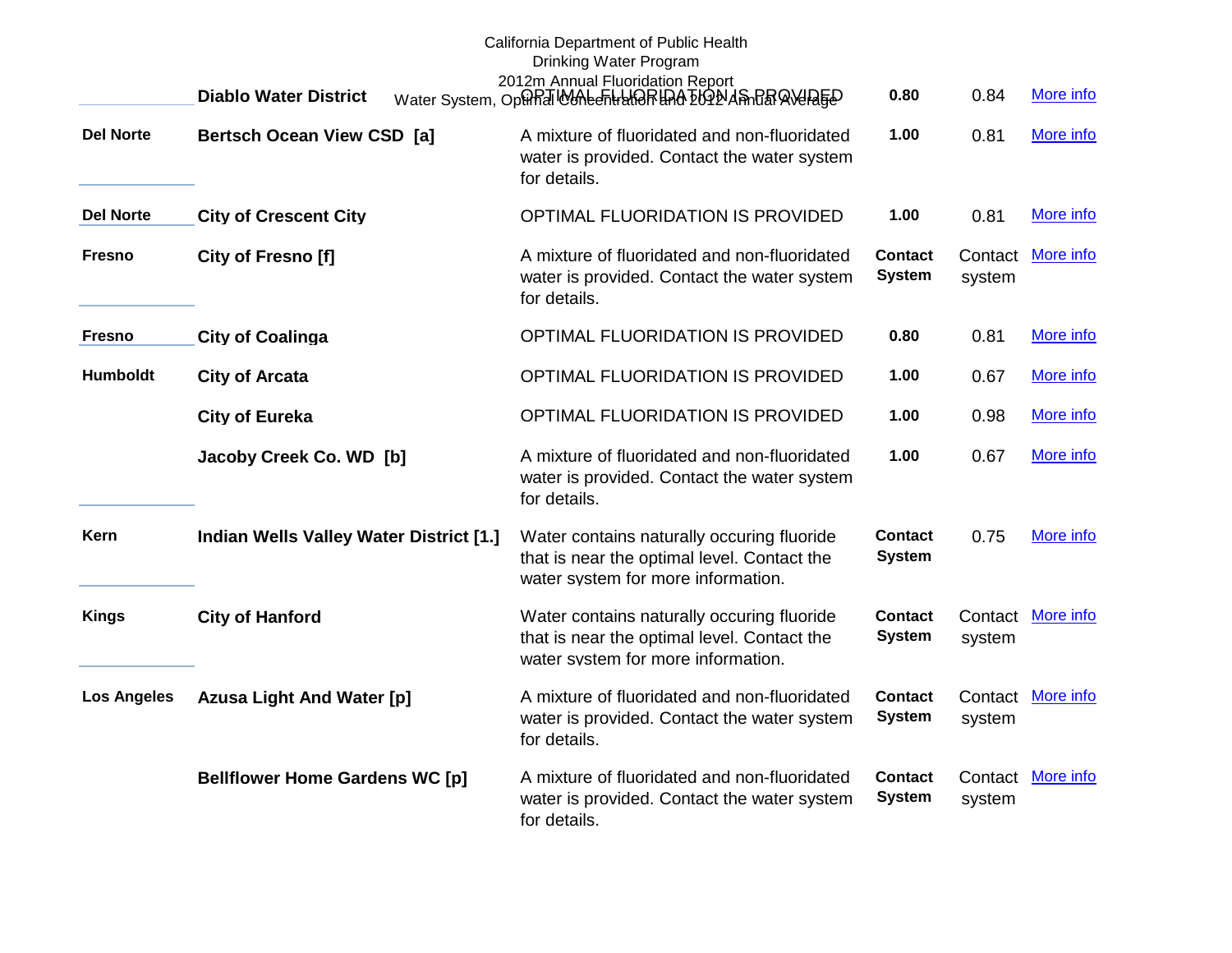California Department of Public Health
Drinking Water Program
2012m Annual Fluoridation Report
Water System, Optimal Concentration and 2012 Annual Average

| | | | | | |
|---|---|---|---|---|---|
| | **Diablo Water District** | OPTIMAL FLUORIDATION IS PROVIDED | **0.80** | 0.84 | More info |
| **Del Norte** | **Bertsch Ocean View CSD [a]** | A mixture of fluoridated and non-fluoridated water is provided. Contact the water system for details. | **1.00** | 0.81 | More info |
| **Del Norte** | **City of Crescent City** | OPTIMAL FLUORIDATION IS PROVIDED | **1.00** | 0.81 | More info |
| **Fresno** | **City of Fresno [f]** | A mixture of fluoridated and non-fluoridated water is provided. Contact the water system for details. | **Contact System** | Contact system | More info |
| **Fresno** | **City of Coalinga** | OPTIMAL FLUORIDATION IS PROVIDED | **0.80** | 0.81 | More info |
| **Humboldt** | **City of Arcata** | OPTIMAL FLUORIDATION IS PROVIDED | **1.00** | 0.67 | More info |
| | **City of Eureka** | OPTIMAL FLUORIDATION IS PROVIDED | **1.00** | 0.98 | More info |
| | **Jacoby Creek Co. WD [b]** | A mixture of fluoridated and non-fluoridated water is provided. Contact the water system for details. | **1.00** | 0.67 | More info |
| **Kern** | **Indian Wells Valley Water District [1.]** | Water contains naturally occuring fluoride that is near the optimal level. Contact the water system for more information. | **Contact System** | 0.75 | More info |
| **Kings** | **City of Hanford** | Water contains naturally occuring fluoride that is near the optimal level. Contact the water system for more information. | **Contact System** | Contact system | More info |
| **Los Angeles** | **Azusa Light And Water [p]** | A mixture of fluoridated and non-fluoridated water is provided. Contact the water system for details. | **Contact System** | Contact system | More info |
| | **Bellflower Home Gardens WC [p]** | A mixture of fluoridated and non-fluoridated water is provided. Contact the water system for details. | **Contact System** | Contact system | More info |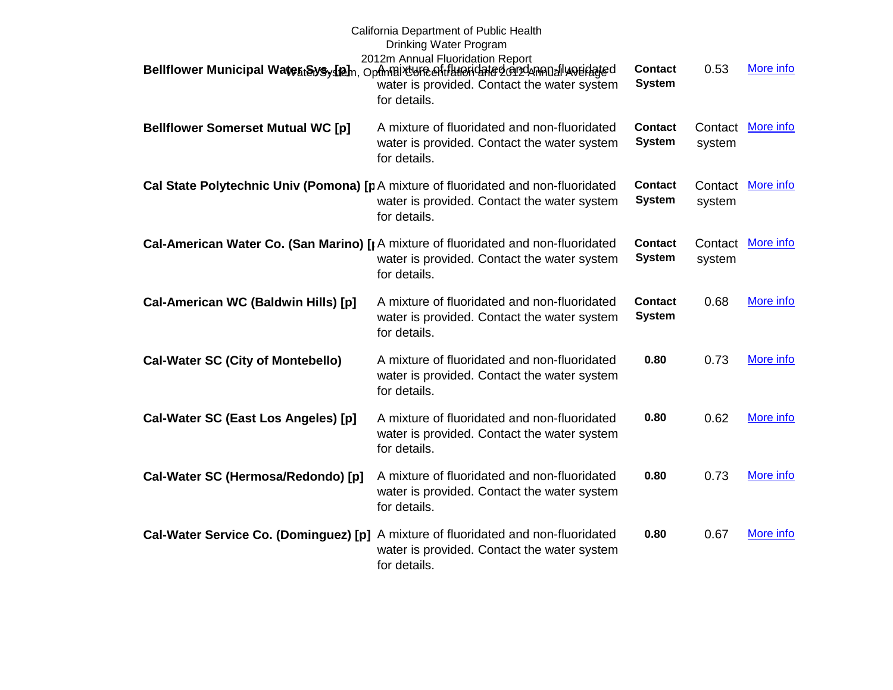| Water System | Fluoridation Status | Optimal Concentration | 2012 Annual Average | |
|---|---|---|---|---|
| **Bellflower Municipal Water Sys. [p]** | A mixture of fluoridated and non-fluoridated water is provided. Contact the water system for details. | **Contact System** | 0.53 | More info |
| **Bellflower Somerset Mutual WC [p]** | A mixture of fluoridated and non-fluoridated water is provided. Contact the water system for details. | **Contact System** | Contact system | More info |
| **Cal State Polytechnic Univ (Pomona) [p** | A mixture of fluoridated and non-fluoridated water is provided. Contact the water system for details. | **Contact System** | Contact system | More info |
| **Cal-American Water Co. (San Marino) [** | A mixture of fluoridated and non-fluoridated water is provided. Contact the water system for details. | **Contact System** | Contact system | More info |
| **Cal-American WC (Baldwin Hills) [p]** | A mixture of fluoridated and non-fluoridated water is provided. Contact the water system for details. | **Contact System** | 0.68 | More info |
| **Cal-Water SC (City of Montebello)** | A mixture of fluoridated and non-fluoridated water is provided. Contact the water system for details. | **0.80** | 0.73 | More info |
| **Cal-Water SC (East Los Angeles) [p]** | A mixture of fluoridated and non-fluoridated water is provided. Contact the water system for details. | **0.80** | 0.62 | More info |
| **Cal-Water SC (Hermosa/Redondo) [p]** | A mixture of fluoridated and non-fluoridated water is provided. Contact the water system for details. | **0.80** | 0.73 | More info |
| **Cal-Water Service Co. (Dominguez) [p]** | A mixture of fluoridated and non-fluoridated water is provided. Contact the water system for details. | **0.80** | 0.67 | More info |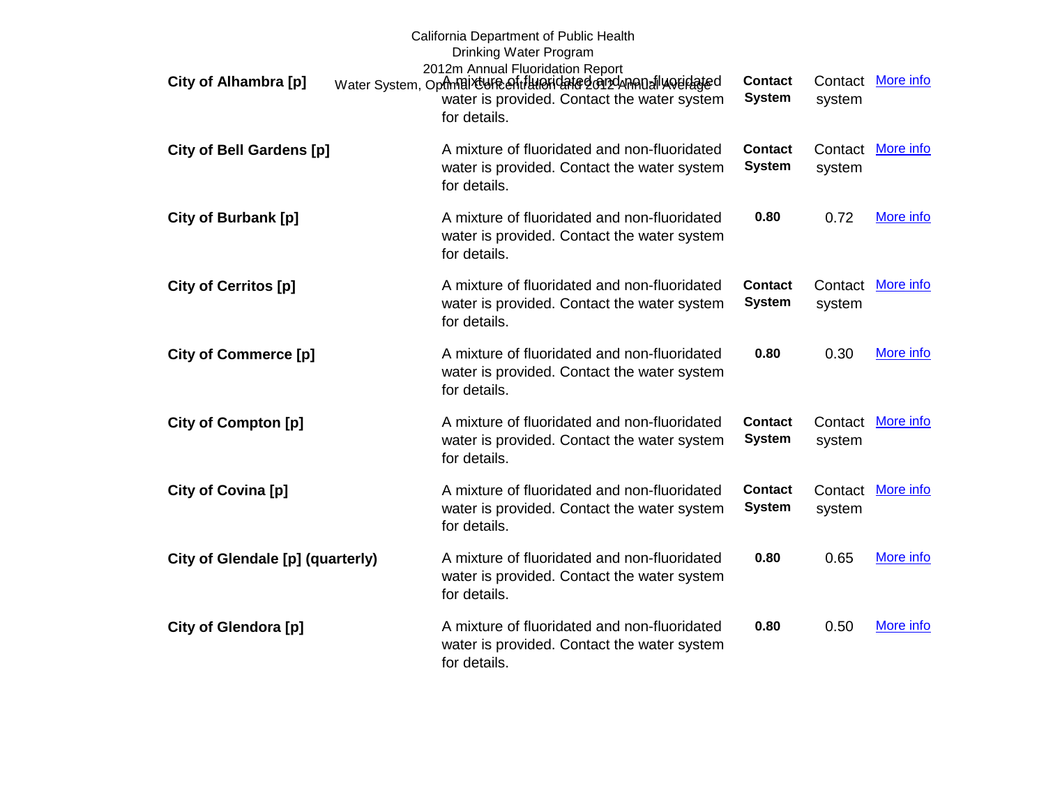| City of Alhambra [p] | A mixture of fluoridated and non-fluoridated water is provided. Contact the water system for details. | **Contact System** | Contact system | More info |
|---|---|---|---|---|
| **City of Bell Gardens [p]** | A mixture of fluoridated and non-fluoridated water is provided. Contact the water system for details. | **Contact System** | Contact system | More info |
| **City of Burbank [p]** | A mixture of fluoridated and non-fluoridated water is provided. Contact the water system for details. | **0.80** | 0.72 | More info |
| **City of Cerritos [p]** | A mixture of fluoridated and non-fluoridated water is provided. Contact the water system for details. | **Contact System** | Contact system | More info |
| **City of Commerce [p]** | A mixture of fluoridated and non-fluoridated water is provided. Contact the water system for details. | **0.80** | 0.30 | More info |
| **City of Compton [p]** | A mixture of fluoridated and non-fluoridated water is provided. Contact the water system for details. | **Contact System** | Contact system | More info |
| **City of Covina [p]** | A mixture of fluoridated and non-fluoridated water is provided. Contact the water system for details. | **Contact System** | Contact system | More info |
| **City of Glendale [p] (quarterly)** | A mixture of fluoridated and non-fluoridated water is provided. Contact the water system for details. | **0.80** | 0.65 | More info |
| **City of Glendora [p]** | A mixture of fluoridated and non-fluoridated water is provided. Contact the water system for details. | **0.80** | 0.50 | More info |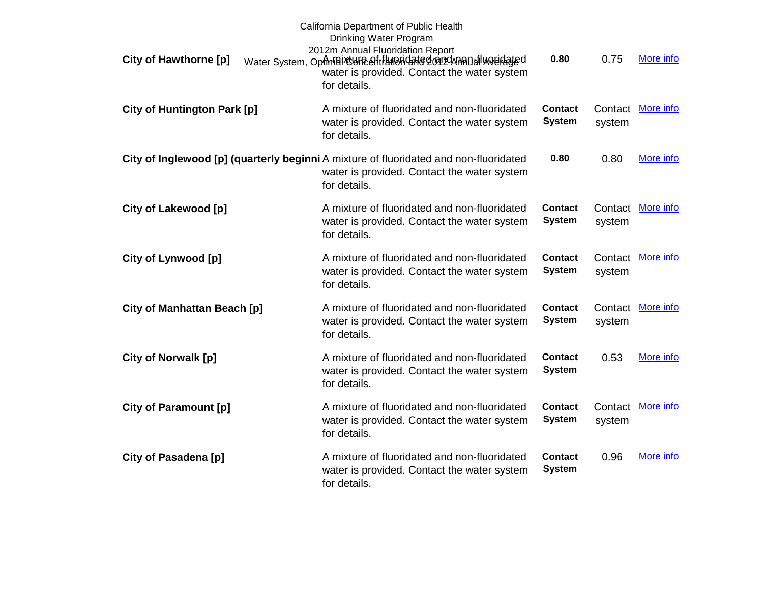| Water System | Fluoridation Status | Optimal Concentration | 2012 Annual Average | |
|---|---|---|---|---|
| **City of Hawthorne [p]** | A mixture of fluoridated and non-fluoridated water is provided. Contact the water system for details. | **0.80** | 0.75 | More info |
| **City of Huntington Park [p]** | A mixture of fluoridated and non-fluoridated water is provided. Contact the water system for details. | **Contact System** | Contact system | More info |
| **City of Inglewood [p] (quarterly beginni** | A mixture of fluoridated and non-fluoridated water is provided. Contact the water system for details. | **0.80** | 0.80 | More info |
| **City of Lakewood [p]** | A mixture of fluoridated and non-fluoridated water is provided. Contact the water system for details. | **Contact System** | Contact system | More info |
| **City of Lynwood [p]** | A mixture of fluoridated and non-fluoridated water is provided. Contact the water system for details. | **Contact System** | Contact system | More info |
| **City of Manhattan Beach [p]** | A mixture of fluoridated and non-fluoridated water is provided. Contact the water system for details. | **Contact System** | Contact system | More info |
| **City of Norwalk [p]** | A mixture of fluoridated and non-fluoridated water is provided. Contact the water system for details. | **Contact System** | 0.53 | More info |
| **City of Paramount [p]** | A mixture of fluoridated and non-fluoridated water is provided. Contact the water system for details. | **Contact System** | Contact system | More info |
| **City of Pasadena [p]** | A mixture of fluoridated and non-fluoridated water is provided. Contact the water system for details. | **Contact System** | 0.96 | More info |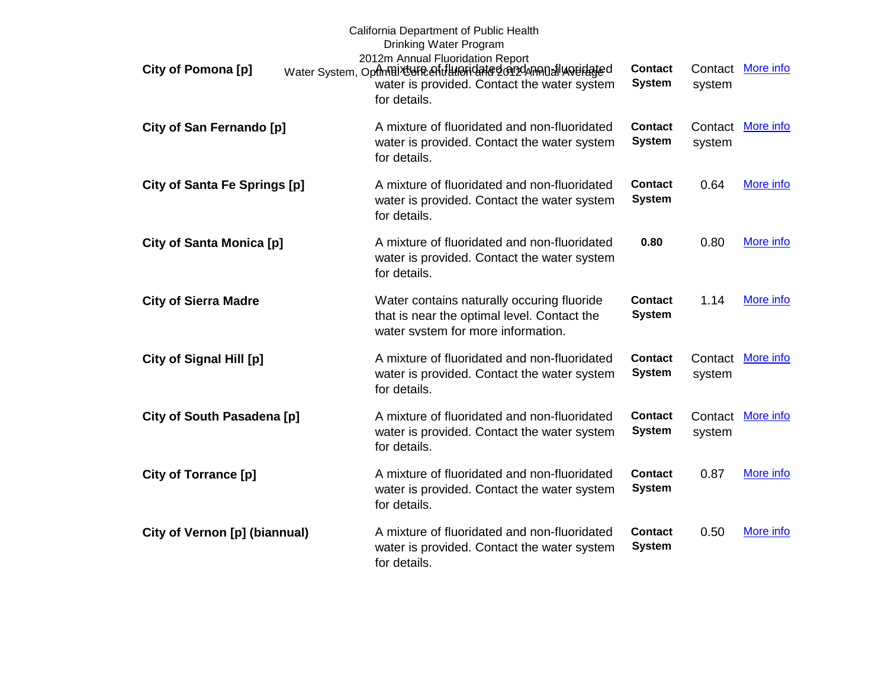| Water System | Description | Optimal Concentration | 2012 Annual Average | |
|---|---|---|---|---|
| **City of Pomona [p]** | A mixture of fluoridated and non-fluoridated water is provided. Contact the water system for details. | **Contact System** | Contact system | More info |
| **City of San Fernando [p]** | A mixture of fluoridated and non-fluoridated water is provided. Contact the water system for details. | **Contact System** | Contact system | More info |
| **City of Santa Fe Springs [p]** | A mixture of fluoridated and non-fluoridated water is provided. Contact the water system for details. | **Contact System** | 0.64 | More info |
| **City of Santa Monica [p]** | A mixture of fluoridated and non-fluoridated water is provided. Contact the water system for details. | **0.80** | 0.80 | More info |
| **City of Sierra Madre** | Water contains naturally occuring fluoride that is near the optimal level. Contact the water system for more information. | **Contact System** | 1.14 | More info |
| **City of Signal Hill [p]** | A mixture of fluoridated and non-fluoridated water is provided. Contact the water system for details. | **Contact System** | Contact system | More info |
| **City of South Pasadena [p]** | A mixture of fluoridated and non-fluoridated water is provided. Contact the water system for details. | **Contact System** | Contact system | More info |
| **City of Torrance [p]** | A mixture of fluoridated and non-fluoridated water is provided. Contact the water system for details. | **Contact System** | 0.87 | More info |
| **City of Vernon [p] (biannual)** | A mixture of fluoridated and non-fluoridated water is provided. Contact the water system for details. | **Contact System** | 0.50 | More info |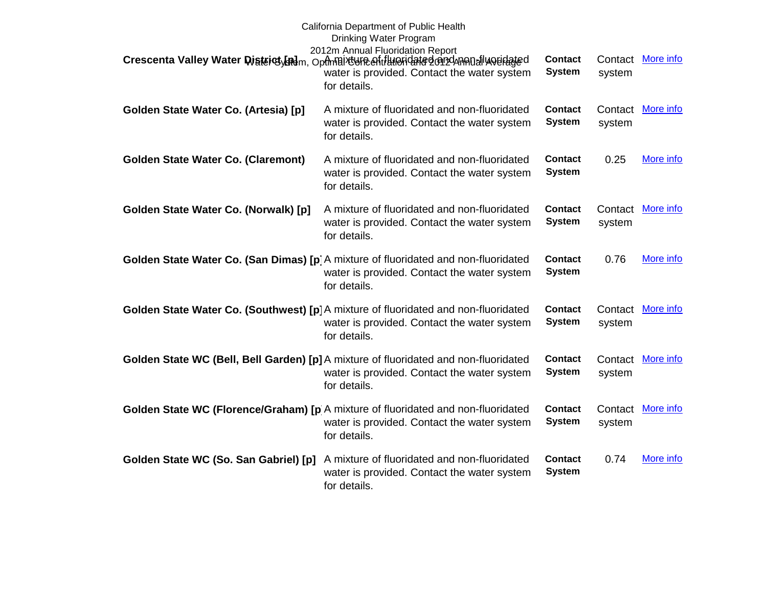| Water System | Optimal Concentration | | 2012 Annual Average | |
|---|---|---|---|---|
| **Crescenta Valley Water District [p]** | A mixture of fluoridated and non-fluoridated water is provided. Contact the water system for details. | **Contact System** | Contact system | More info |
| **Golden State Water Co. (Artesia) [p]** | A mixture of fluoridated and non-fluoridated water is provided. Contact the water system for details. | **Contact System** | Contact system | More info |
| **Golden State Water Co. (Claremont)** | A mixture of fluoridated and non-fluoridated water is provided. Contact the water system for details. | **Contact System** | 0.25 | More info |
| **Golden State Water Co. (Norwalk) [p]** | A mixture of fluoridated and non-fluoridated water is provided. Contact the water system for details. | **Contact System** | Contact system | More info |
| **Golden State Water Co. (San Dimas) [p]** | A mixture of fluoridated and non-fluoridated water is provided. Contact the water system for details. | **Contact System** | 0.76 | More info |
| **Golden State Water Co. (Southwest) [p]** | A mixture of fluoridated and non-fluoridated water is provided. Contact the water system for details. | **Contact System** | Contact system | More info |
| **Golden State WC (Bell, Bell Garden) [p]** | A mixture of fluoridated and non-fluoridated water is provided. Contact the water system for details. | **Contact System** | Contact system | More info |
| **Golden State WC (Florence/Graham) [p]** | A mixture of fluoridated and non-fluoridated water is provided. Contact the water system for details. | **Contact System** | Contact system | More info |
| **Golden State WC (So. San Gabriel) [p]** | A mixture of fluoridated and non-fluoridated water is provided. Contact the water system for details. | **Contact System** | 0.74 | More info |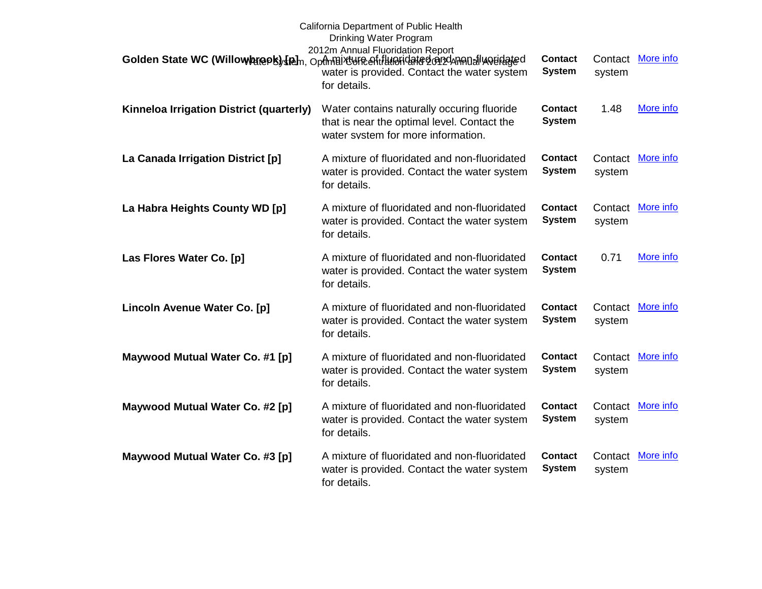| Water System | Optimal Concentration | | 2012 Annual Average | |
|---|---|---|---|---|
| **Golden State WC (Willowbrook) [p]** | A mixture of fluoridated and non-fluoridated water is provided. Contact the water system for details. | **Contact System** | Contact system | More info |
| **Kinneloa Irrigation District (quarterly)** | Water contains naturally occuring fluoride that is near the optimal level. Contact the water system for more information. | **Contact System** | 1.48 | More info |
| **La Canada Irrigation District [p]** | A mixture of fluoridated and non-fluoridated water is provided. Contact the water system for details. | **Contact System** | Contact system | More info |
| **La Habra Heights County WD [p]** | A mixture of fluoridated and non-fluoridated water is provided. Contact the water system for details. | **Contact System** | Contact system | More info |
| **Las Flores Water Co. [p]** | A mixture of fluoridated and non-fluoridated water is provided. Contact the water system for details. | **Contact System** | 0.71 | More info |
| **Lincoln Avenue Water Co. [p]** | A mixture of fluoridated and non-fluoridated water is provided. Contact the water system for details. | **Contact System** | Contact system | More info |
| **Maywood Mutual Water Co. #1 [p]** | A mixture of fluoridated and non-fluoridated water is provided. Contact the water system for details. | **Contact System** | Contact system | More info |
| **Maywood Mutual Water Co. #2 [p]** | A mixture of fluoridated and non-fluoridated water is provided. Contact the water system for details. | **Contact System** | Contact system | More info |
| **Maywood Mutual Water Co. #3 [p]** | A mixture of fluoridated and non-fluoridated water is provided. Contact the water system for details. | **Contact System** | Contact system | More info |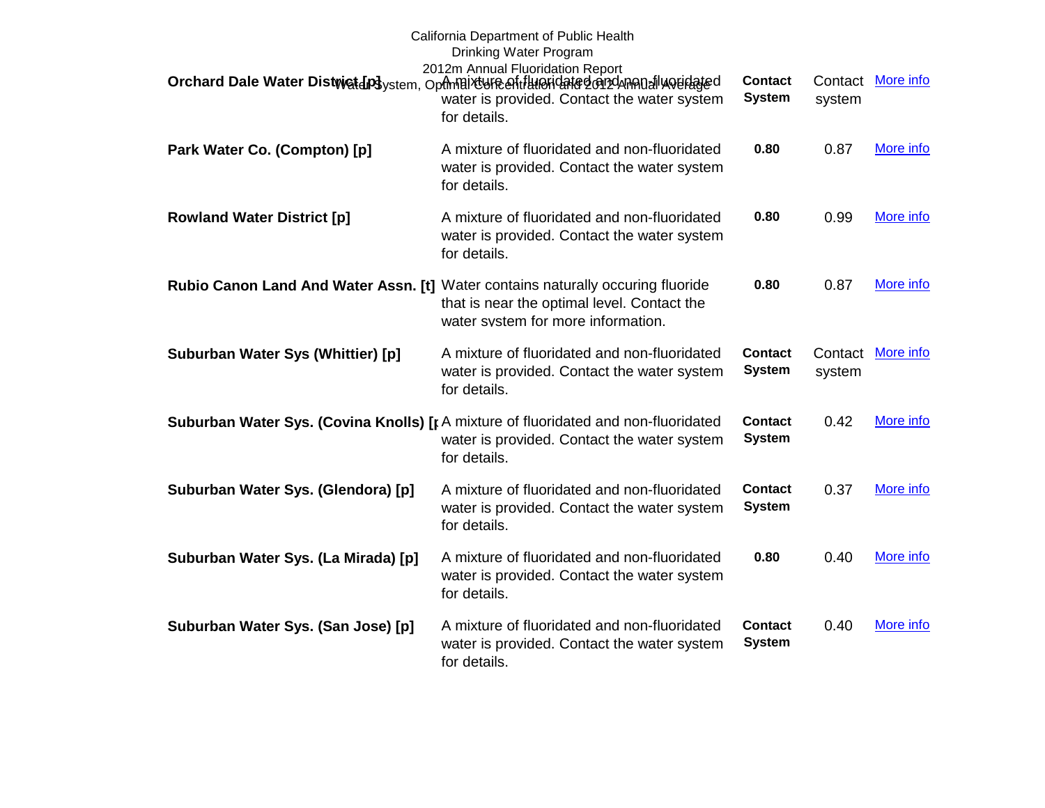| Water System | Description | Optimal Concentration | 2012 Annual Average | |
|---|---|---|---|---|
| **Orchard Dale Water District [p]** | A mixture of fluoridated and non-fluoridated water is provided. Contact the water system for details. | **Contact System** | Contact system | More info |
| **Park Water Co. (Compton) [p]** | A mixture of fluoridated and non-fluoridated water is provided. Contact the water system for details. | **0.80** | 0.87 | More info |
| **Rowland Water District [p]** | A mixture of fluoridated and non-fluoridated water is provided. Contact the water system for details. | **0.80** | 0.99 | More info |
| **Rubio Canon Land And Water Assn. [t]** | Water contains naturally occuring fluoride that is near the optimal level. Contact the water system for more information. | **0.80** | 0.87 | More info |
| **Suburban Water Sys (Whittier) [p]** | A mixture of fluoridated and non-fluoridated water is provided. Contact the water system for details. | **Contact System** | Contact system | More info |
| **Suburban Water Sys. (Covina Knolls) [p** | A mixture of fluoridated and non-fluoridated water is provided. Contact the water system for details. | **Contact System** | 0.42 | More info |
| **Suburban Water Sys. (Glendora) [p]** | A mixture of fluoridated and non-fluoridated water is provided. Contact the water system for details. | **Contact System** | 0.37 | More info |
| **Suburban Water Sys. (La Mirada) [p]** | A mixture of fluoridated and non-fluoridated water is provided. Contact the water system for details. | **0.80** | 0.40 | More info |
| **Suburban Water Sys. (San Jose) [p]** | A mixture of fluoridated and non-fluoridated water is provided. Contact the water system for details. | **Contact System** | 0.40 | More info |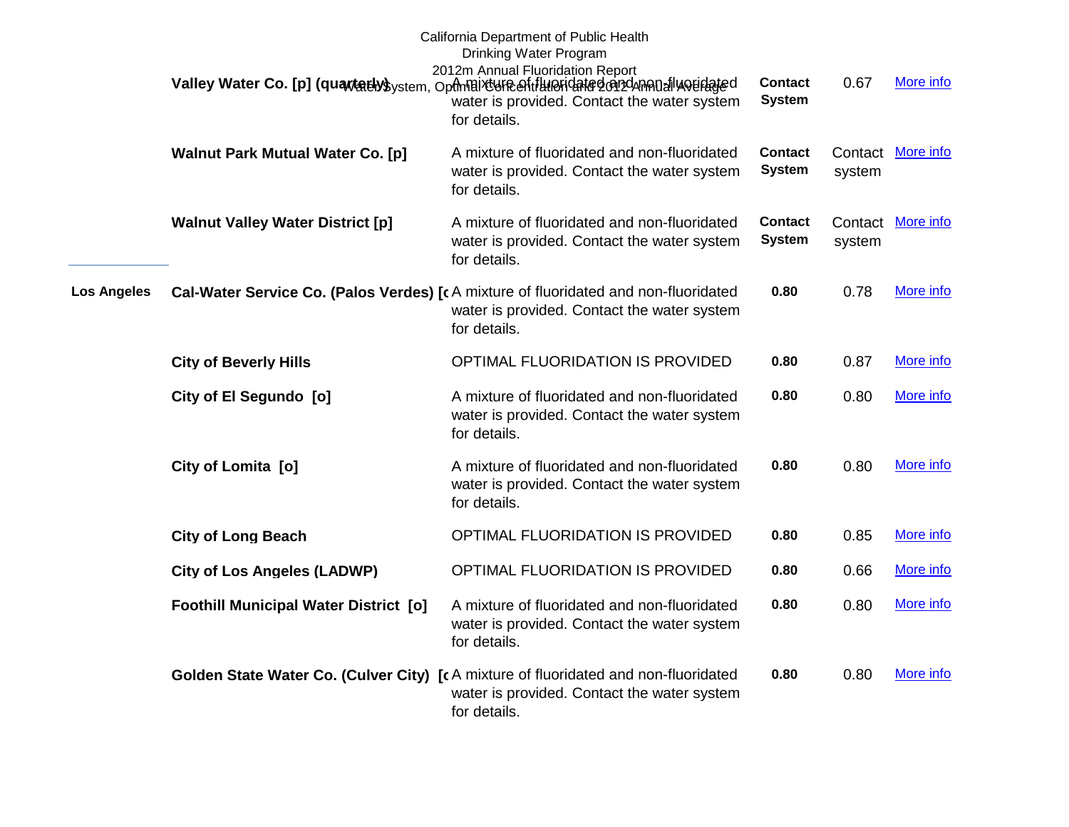| County | Water System | Fluoridation Status | Optimal Concentration | 2012 Annual Average | |
|---|---|---|---|---|---|
| | Valley Water Co. [p] (quarterly) | A mixture of fluoridated and non-fluoridated water is provided. Contact the water system for details. | **Contact System** | 0.67 | More info |
| | Walnut Park Mutual Water Co. [p] | A mixture of fluoridated and non-fluoridated water is provided. Contact the water system for details. | **Contact System** | Contact system | More info |
| | Walnut Valley Water District [p] | A mixture of fluoridated and non-fluoridated water is provided. Contact the water system for details. | **Contact System** | Contact system | More info |
| **Los Angeles** | Cal-Water Service Co. (Palos Verdes) [c | A mixture of fluoridated and non-fluoridated water is provided. Contact the water system for details. | **0.80** | 0.78 | More info |
| | City of Beverly Hills | OPTIMAL FLUORIDATION IS PROVIDED | **0.80** | 0.87 | More info |
| | City of El Segundo [o] | A mixture of fluoridated and non-fluoridated water is provided. Contact the water system for details. | **0.80** | 0.80 | More info |
| | City of Lomita [o] | A mixture of fluoridated and non-fluoridated water is provided. Contact the water system for details. | **0.80** | 0.80 | More info |
| | City of Long Beach | OPTIMAL FLUORIDATION IS PROVIDED | **0.80** | 0.85 | More info |
| | City of Los Angeles (LADWP) | OPTIMAL FLUORIDATION IS PROVIDED | **0.80** | 0.66 | More info |
| | Foothill Municipal Water District [o] | A mixture of fluoridated and non-fluoridated water is provided. Contact the water system for details. | **0.80** | 0.80 | More info |
| | Golden State Water Co. (Culver City) [c | A mixture of fluoridated and non-fluoridated water is provided. Contact the water system for details. | **0.80** | 0.80 | More info |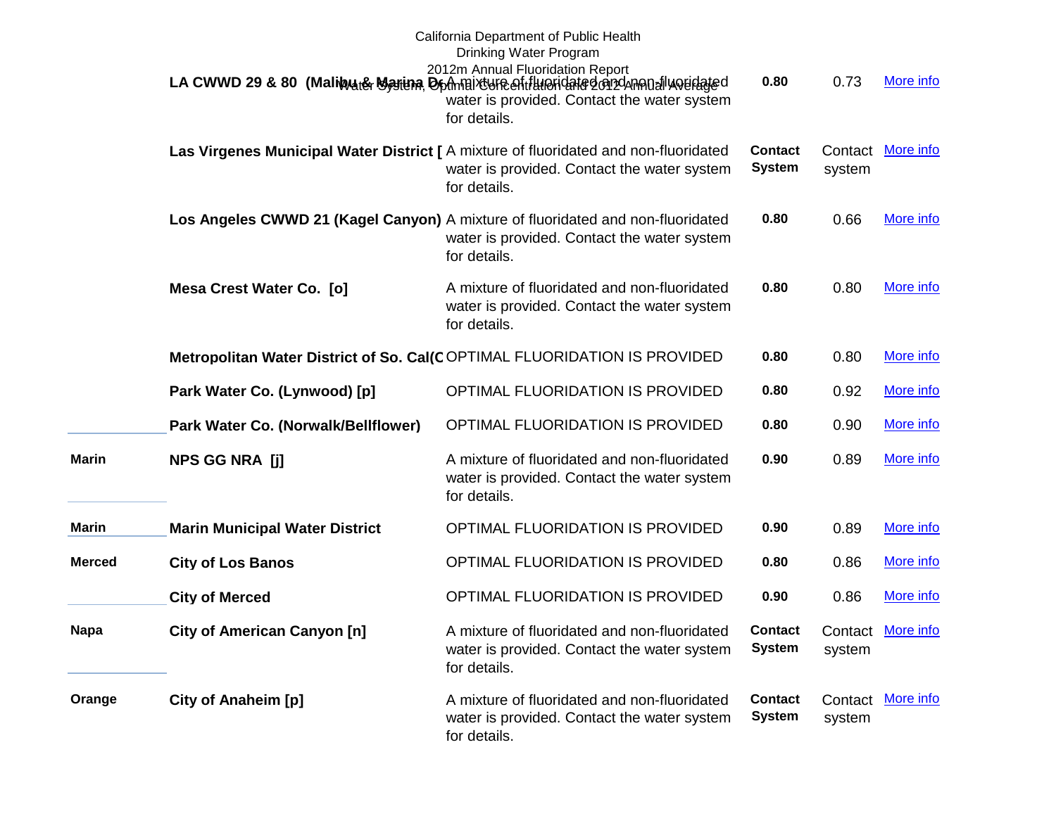California Department of Public Health
Drinking Water Program
2012m Annual Fluoridation Report

| County | Water System | | Optimal Concentration | 2012 Annual Average | |
|---|---|---|---|---|---|
| | LA CWWD 29 & 80 (Malibu & Marina De | A mixture of fluoridated and non-fluoridated water is provided. Contact the water system for details. | **0.80** | 0.73 | More info |
| | Las Virgenes Municipal Water District [ | A mixture of fluoridated and non-fluoridated water is provided. Contact the water system for details. | **Contact System** | Contact system | More info |
| | Los Angeles CWWD 21 (Kagel Canyon) | A mixture of fluoridated and non-fluoridated water is provided. Contact the water system for details. | **0.80** | 0.66 | More info |
| | Mesa Crest Water Co. [o] | A mixture of fluoridated and non-fluoridated water is provided. Contact the water system for details. | **0.80** | 0.80 | More info |
| | Metropolitan Water District of So. Cal(C | OPTIMAL FLUORIDATION IS PROVIDED | **0.80** | 0.80 | More info |
| | Park Water Co. (Lynwood) [p] | OPTIMAL FLUORIDATION IS PROVIDED | **0.80** | 0.92 | More info |
| | Park Water Co. (Norwalk/Bellflower) | OPTIMAL FLUORIDATION IS PROVIDED | **0.80** | 0.90 | More info |
| Marin | NPS GG NRA [j] | A mixture of fluoridated and non-fluoridated water is provided. Contact the water system for details. | **0.90** | 0.89 | More info |
| Marin | Marin Municipal Water District | OPTIMAL FLUORIDATION IS PROVIDED | **0.90** | 0.89 | More info |
| Merced | City of Los Banos | OPTIMAL FLUORIDATION IS PROVIDED | **0.80** | 0.86 | More info |
| | City of Merced | OPTIMAL FLUORIDATION IS PROVIDED | **0.90** | 0.86 | More info |
| Napa | City of American Canyon [n] | A mixture of fluoridated and non-fluoridated water is provided. Contact the water system for details. | **Contact System** | Contact system | More info |
| Orange | City of Anaheim [p] | A mixture of fluoridated and non-fluoridated water is provided. Contact the water system for details. | **Contact System** | Contact system | More info |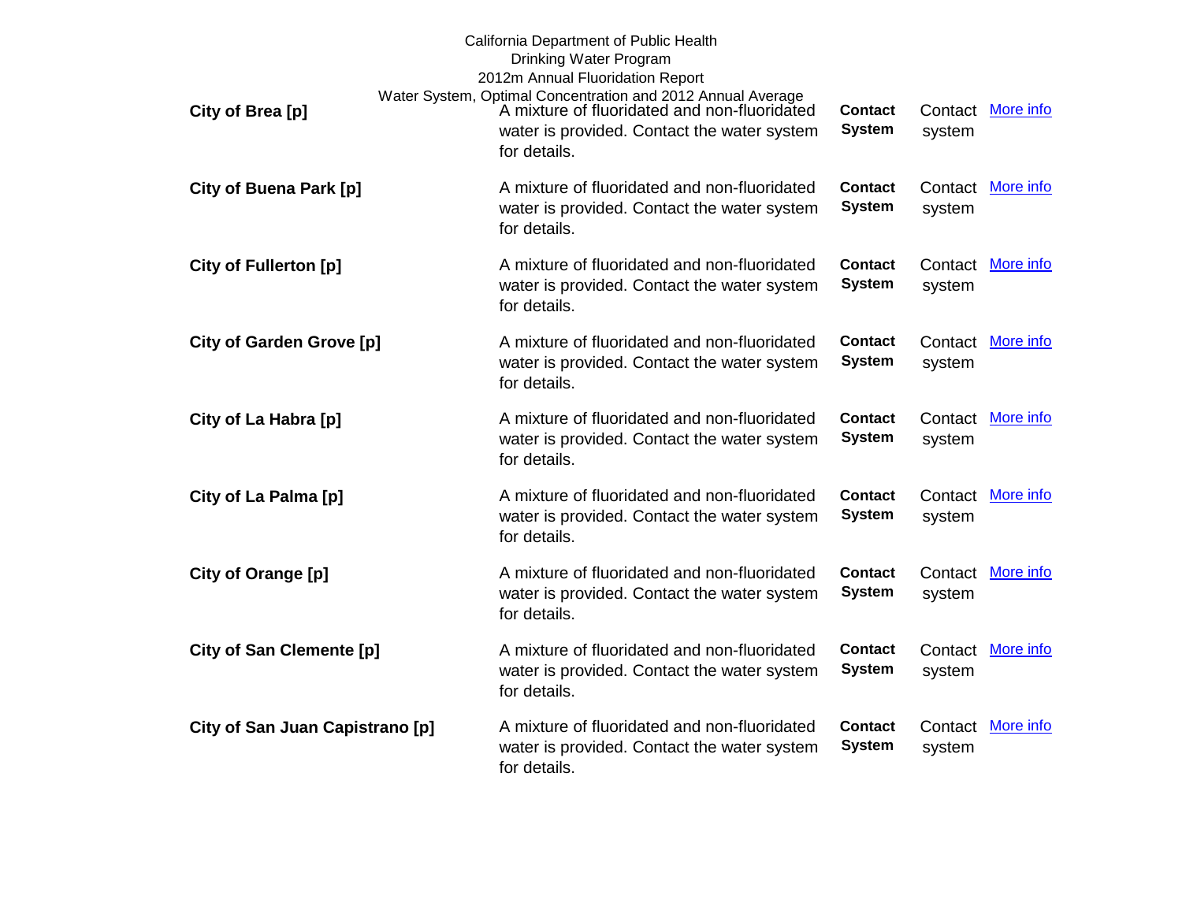California Department of Public Health
Drinking Water Program
2012m Annual Fluoridation Report
Water System, Optimal Concentration and 2012 Annual Average

| | | | | |
|---|---|---|---|---|
| **City of Brea [p]** | A mixture of fluoridated and non-fluoridated water is provided. Contact the water system for details. | **Contact System** | Contact system | More info |
| **City of Buena Park [p]** | A mixture of fluoridated and non-fluoridated water is provided. Contact the water system for details. | **Contact System** | Contact system | More info |
| **City of Fullerton [p]** | A mixture of fluoridated and non-fluoridated water is provided. Contact the water system for details. | **Contact System** | Contact system | More info |
| **City of Garden Grove [p]** | A mixture of fluoridated and non-fluoridated water is provided. Contact the water system for details. | **Contact System** | Contact system | More info |
| **City of La Habra [p]** | A mixture of fluoridated and non-fluoridated water is provided. Contact the water system for details. | **Contact System** | Contact system | More info |
| **City of La Palma [p]** | A mixture of fluoridated and non-fluoridated water is provided. Contact the water system for details. | **Contact System** | Contact system | More info |
| **City of Orange [p]** | A mixture of fluoridated and non-fluoridated water is provided. Contact the water system for details. | **Contact System** | Contact system | More info |
| **City of San Clemente [p]** | A mixture of fluoridated and non-fluoridated water is provided. Contact the water system for details. | **Contact System** | Contact system | More info |
| **City of San Juan Capistrano [p]** | A mixture of fluoridated and non-fluoridated water is provided. Contact the water system for details. | **Contact System** | Contact system | More info |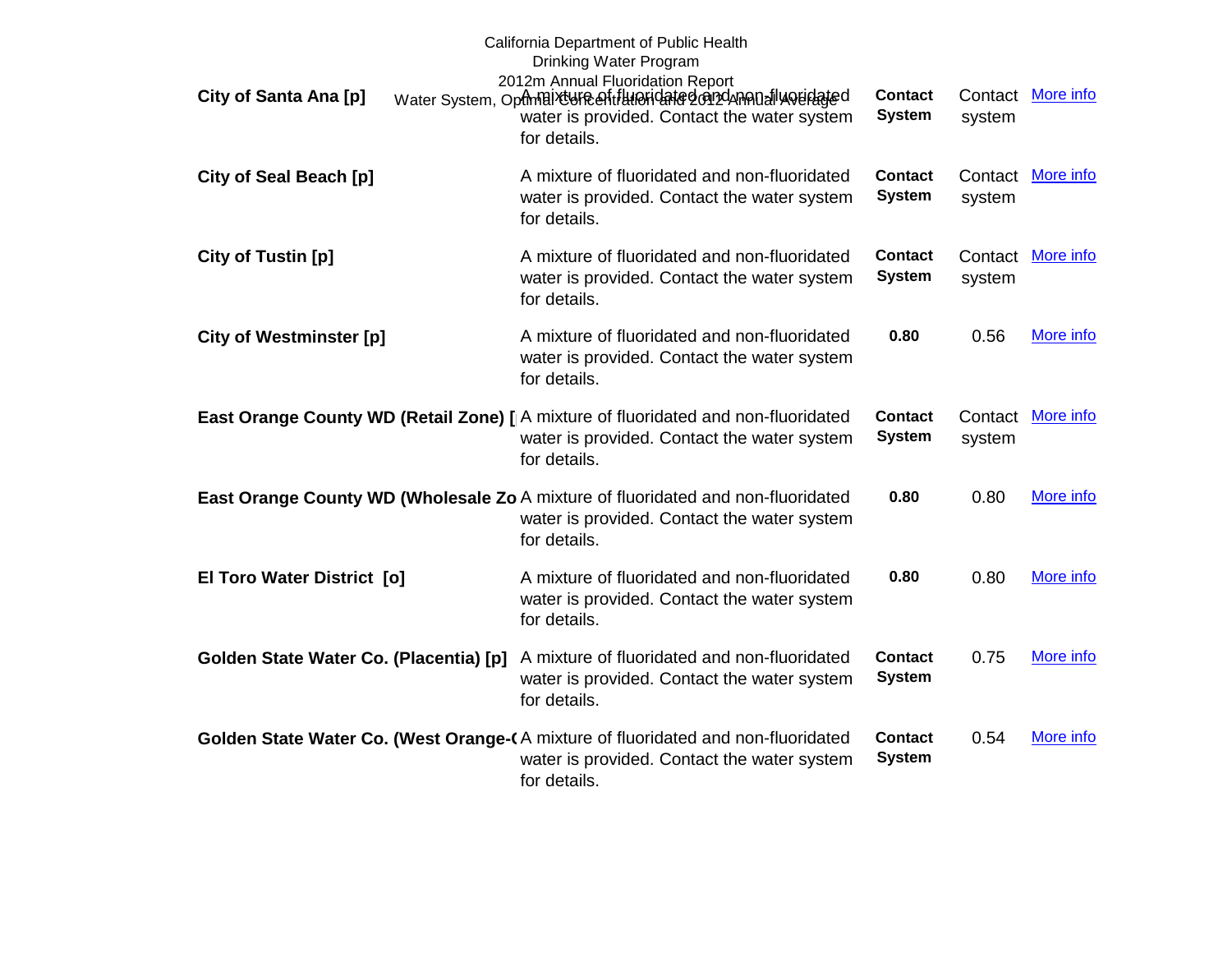California Department of Public Health
Drinking Water Program
2012m Annual Fluoridation Report
Water System, Optimal Concentration and 2012 Annual Average

| | | | | |
|---|---|---|---|---|
| **City of Santa Ana [p]** | A mixture of fluoridated and non-fluoridated water is provided. Contact the water system for details. | **Contact System** | Contact system | More info |
| **City of Seal Beach [p]** | A mixture of fluoridated and non-fluoridated water is provided. Contact the water system for details. | **Contact System** | Contact system | More info |
| **City of Tustin [p]** | A mixture of fluoridated and non-fluoridated water is provided. Contact the water system for details. | **Contact System** | Contact system | More info |
| **City of Westminster [p]** | A mixture of fluoridated and non-fluoridated water is provided. Contact the water system for details. | **0.80** | 0.56 | More info |
| **East Orange County WD (Retail Zone) [** | A mixture of fluoridated and non-fluoridated water is provided. Contact the water system for details. | **Contact System** | Contact system | More info |
| **East Orange County WD (Wholesale Zo** | A mixture of fluoridated and non-fluoridated water is provided. Contact the water system for details. | **0.80** | 0.80 | More info |
| **El Toro Water District [o]** | A mixture of fluoridated and non-fluoridated water is provided. Contact the water system for details. | **0.80** | 0.80 | More info |
| **Golden State Water Co. (Placentia) [p]** | A mixture of fluoridated and non-fluoridated water is provided. Contact the water system for details. | **Contact System** | 0.75 | More info |
| **Golden State Water Co. (West Orange-(** | A mixture of fluoridated and non-fluoridated water is provided. Contact the water system for details. | **Contact System** | 0.54 | More info |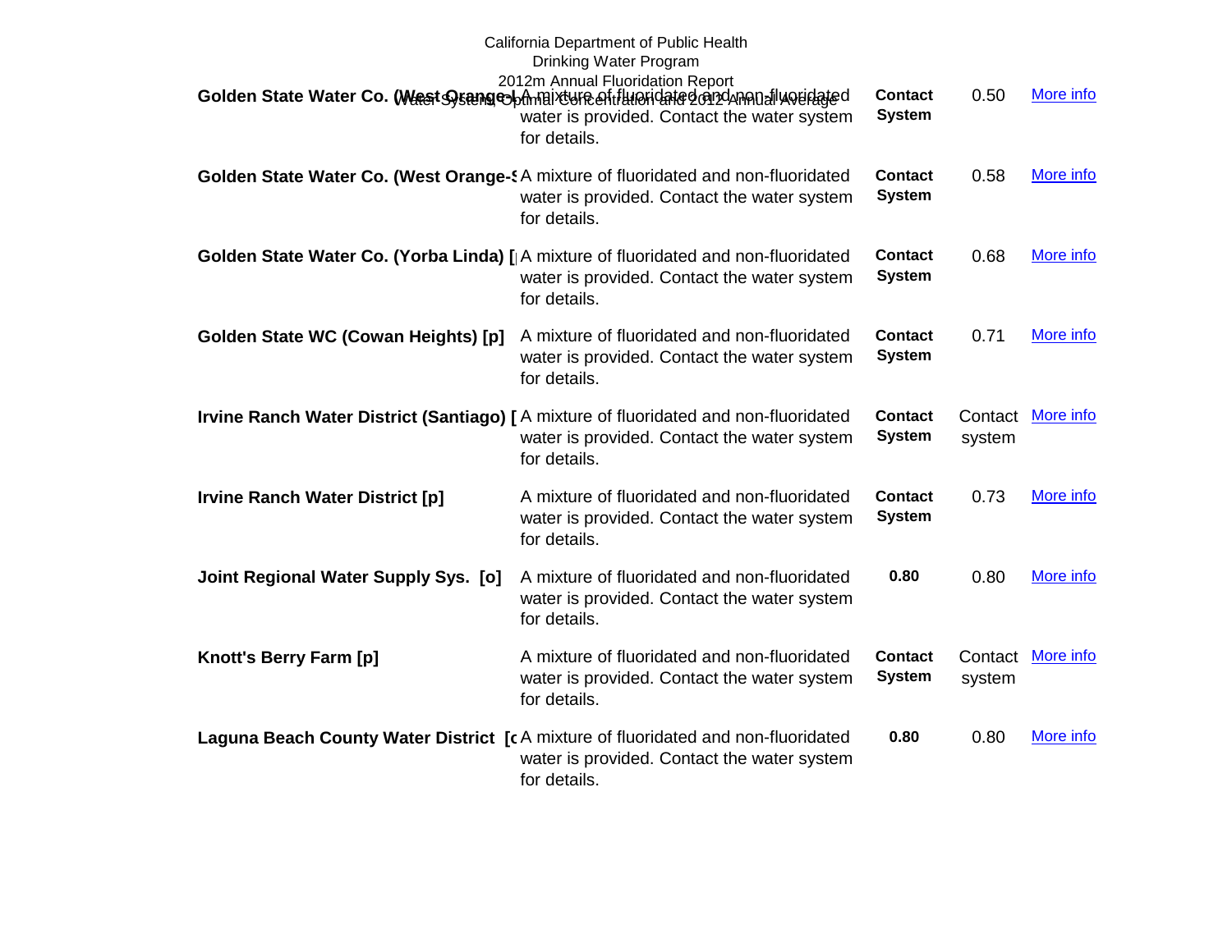| Water System | | Optimal Concentration | 2012 Annual Average | |
|---|---|---|---|---|
| **Golden State Water Co. (West Orange-I** | A mixture of fluoridated and non-fluoridated water is provided. Contact the water system for details. | **Contact System** | 0.50 | More info |
| **Golden State Water Co. (West Orange-S** | A mixture of fluoridated and non-fluoridated water is provided. Contact the water system for details. | **Contact System** | 0.58 | More info |
| **Golden State Water Co. (Yorba Linda) [** | A mixture of fluoridated and non-fluoridated water is provided. Contact the water system for details. | **Contact System** | 0.68 | More info |
| **Golden State WC (Cowan Heights) [p]** | A mixture of fluoridated and non-fluoridated water is provided. Contact the water system for details. | **Contact System** | 0.71 | More info |
| **Irvine Ranch Water District (Santiago) [** | A mixture of fluoridated and non-fluoridated water is provided. Contact the water system for details. | **Contact System** | Contact system | More info |
| **Irvine Ranch Water District [p]** | A mixture of fluoridated and non-fluoridated water is provided. Contact the water system for details. | **Contact System** | 0.73 | More info |
| **Joint Regional Water Supply Sys. [o]** | A mixture of fluoridated and non-fluoridated water is provided. Contact the water system for details. | **0.80** | 0.80 | More info |
| **Knott's Berry Farm [p]** | A mixture of fluoridated and non-fluoridated water is provided. Contact the water system for details. | **Contact System** | Contact system | More info |
| **Laguna Beach County Water District [c** | A mixture of fluoridated and non-fluoridated water is provided. Contact the water system for details. | **0.80** | 0.80 | More info |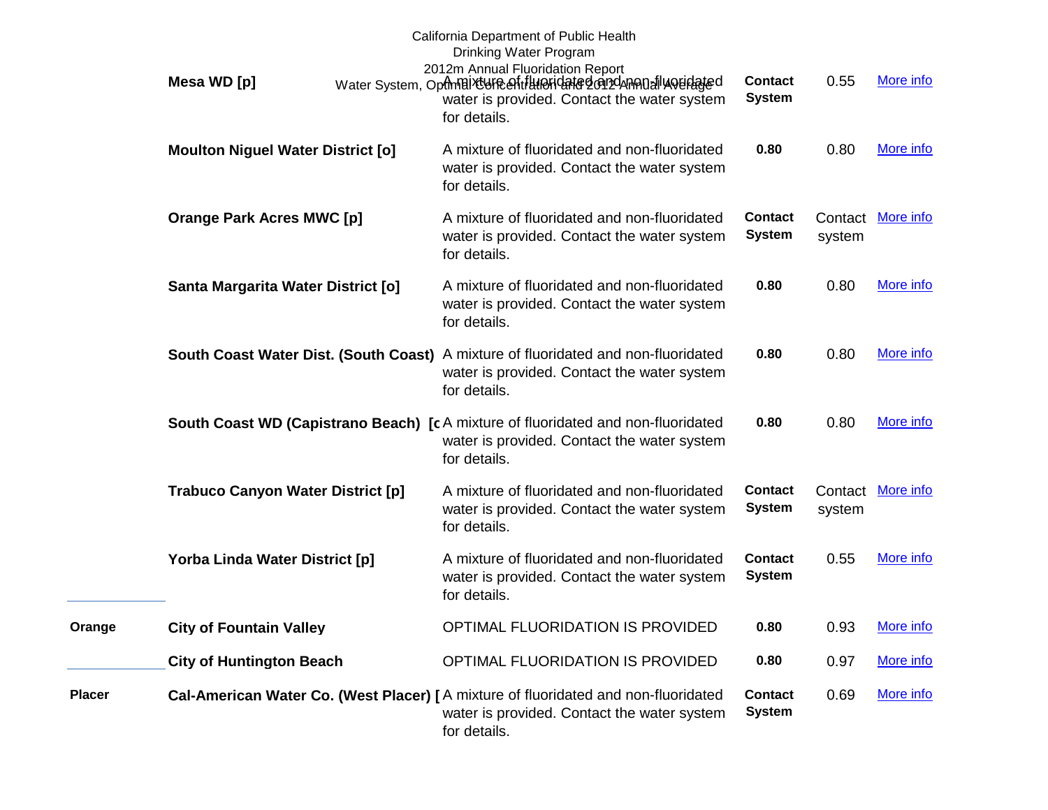| County | Water System | Status | Optimal Concentration | 2012 Annual Average | |
|---|---|---|---|---|---|
| | **Mesa WD [p]** | A mixture of fluoridated and non-fluoridated water is provided. Contact the water system for details. | **Contact System** | 0.55 | More info |
| | **Moulton Niguel Water District [o]** | A mixture of fluoridated and non-fluoridated water is provided. Contact the water system for details. | **0.80** | 0.80 | More info |
| | **Orange Park Acres MWC [p]** | A mixture of fluoridated and non-fluoridated water is provided. Contact the water system for details. | **Contact System** | Contact system | More info |
| | **Santa Margarita Water District [o]** | A mixture of fluoridated and non-fluoridated water is provided. Contact the water system for details. | **0.80** | 0.80 | More info |
| | **South Coast Water Dist. (South Coast)** | A mixture of fluoridated and non-fluoridated water is provided. Contact the water system for details. | **0.80** | 0.80 | More info |
| | **South Coast WD (Capistrano Beach) [c** | A mixture of fluoridated and non-fluoridated water is provided. Contact the water system for details. | **0.80** | 0.80 | More info |
| | **Trabuco Canyon Water District [p]** | A mixture of fluoridated and non-fluoridated water is provided. Contact the water system for details. | **Contact System** | Contact system | More info |
| | **Yorba Linda Water District [p]** | A mixture of fluoridated and non-fluoridated water is provided. Contact the water system for details. | **Contact System** | 0.55 | More info |
| **Orange** | **City of Fountain Valley** | OPTIMAL FLUORIDATION IS PROVIDED | **0.80** | 0.93 | More info |
| | **City of Huntington Beach** | OPTIMAL FLUORIDATION IS PROVIDED | **0.80** | 0.97 | More info |
| **Placer** | **Cal-American Water Co. (West Placer) [** | A mixture of fluoridated and non-fluoridated water is provided. Contact the water system for details. | **Contact System** | 0.69 | More info |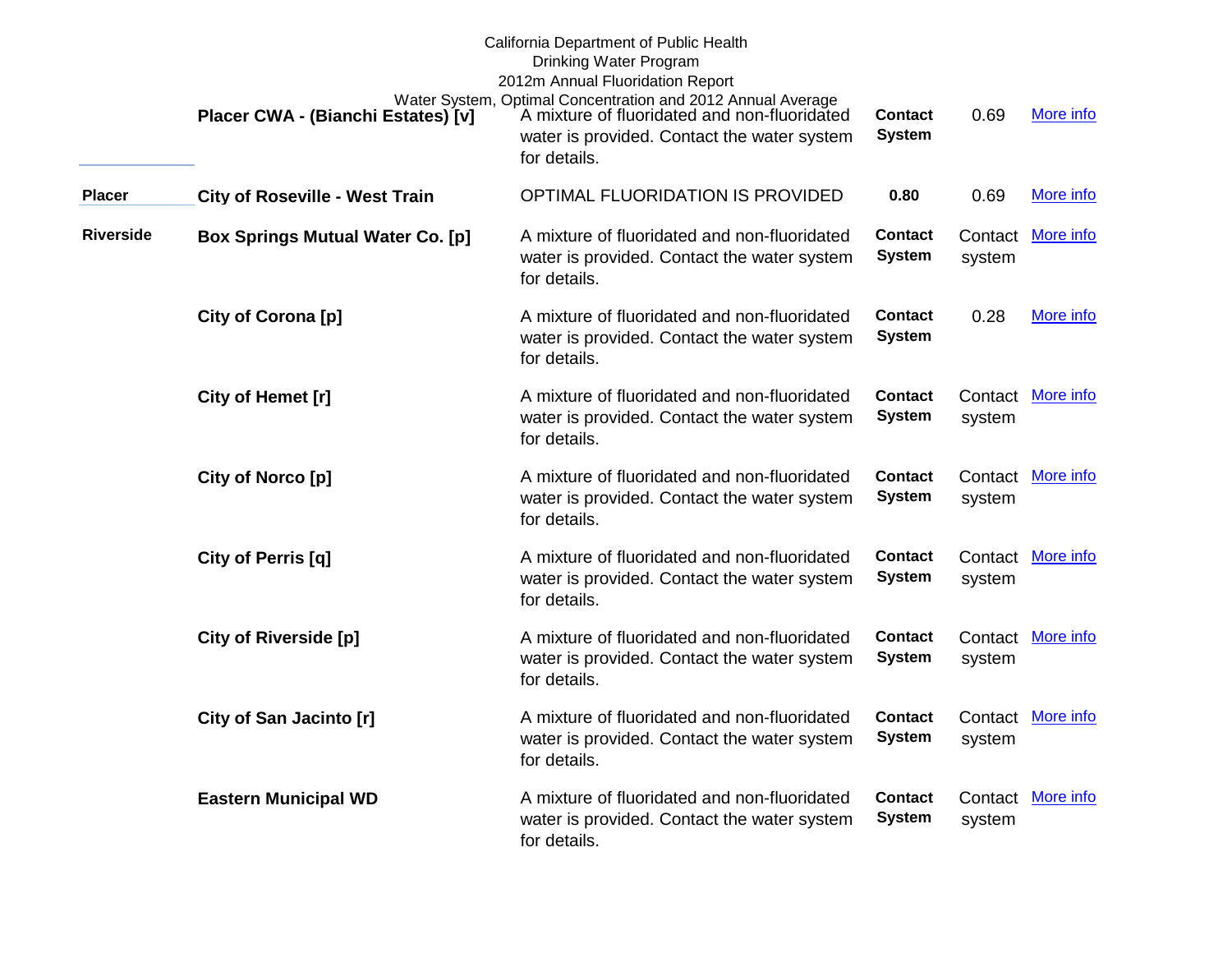California Department of Public Health
Drinking Water Program
2012m Annual Fluoridation Report
Water System, Optimal Concentration and 2012 Annual Average

| County | Water System | Status | Optimal | 2012 Average | |
|---|---|---|---|---|---|
| | **Placer CWA - (Bianchi Estates) [v]** | A mixture of fluoridated and non-fluoridated water is provided. Contact the water system for details. | **Contact System** | 0.69 | More info |
| **Placer** | **City of Roseville - West Train** | OPTIMAL FLUORIDATION IS PROVIDED | **0.80** | 0.69 | More info |
| **Riverside** | **Box Springs Mutual Water Co. [p]** | A mixture of fluoridated and non-fluoridated water is provided. Contact the water system for details. | **Contact System** | Contact system | More info |
| | **City of Corona [p]** | A mixture of fluoridated and non-fluoridated water is provided. Contact the water system for details. | **Contact System** | 0.28 | More info |
| | **City of Hemet [r]** | A mixture of fluoridated and non-fluoridated water is provided. Contact the water system for details. | **Contact System** | Contact system | More info |
| | **City of Norco [p]** | A mixture of fluoridated and non-fluoridated water is provided. Contact the water system for details. | **Contact System** | Contact system | More info |
| | **City of Perris [q]** | A mixture of fluoridated and non-fluoridated water is provided. Contact the water system for details. | **Contact System** | Contact system | More info |
| | **City of Riverside [p]** | A mixture of fluoridated and non-fluoridated water is provided. Contact the water system for details. | **Contact System** | Contact system | More info |
| | **City of San Jacinto [r]** | A mixture of fluoridated and non-fluoridated water is provided. Contact the water system for details. | **Contact System** | Contact system | More info |
| | **Eastern Municipal WD** | A mixture of fluoridated and non-fluoridated water is provided. Contact the water system for details. | **Contact System** | Contact system | More info |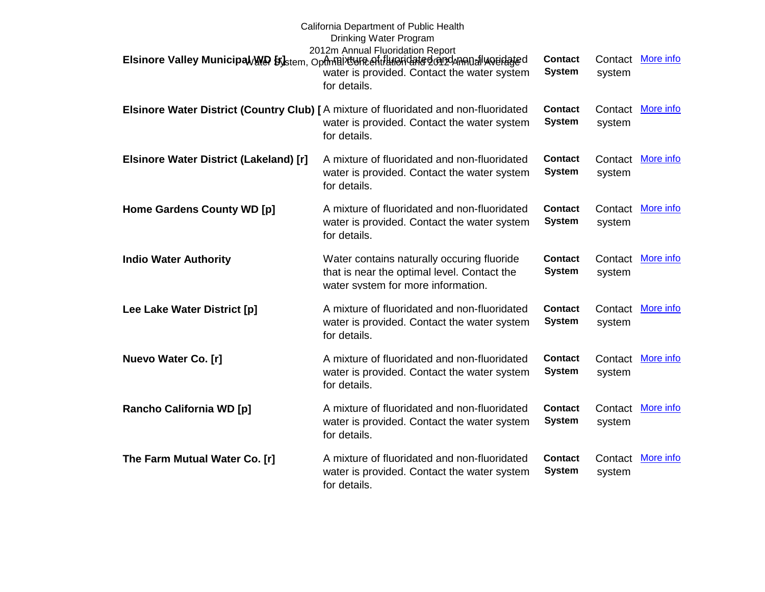| Water System | Optimal Concentration | 2012 Annual Average | | |
|---|---|---|---|---|
| **Elsinore Valley Municipal WD [r]** | A mixture of fluoridated and non-fluoridated water is provided. Contact the water system for details. | **Contact System** | Contact system | More info |
| **Elsinore Water District (Country Club) [** | A mixture of fluoridated and non-fluoridated water is provided. Contact the water system for details. | **Contact System** | Contact system | More info |
| **Elsinore Water District (Lakeland) [r]** | A mixture of fluoridated and non-fluoridated water is provided. Contact the water system for details. | **Contact System** | Contact system | More info |
| **Home Gardens County WD [p]** | A mixture of fluoridated and non-fluoridated water is provided. Contact the water system for details. | **Contact System** | Contact system | More info |
| **Indio Water Authority** | Water contains naturally occuring fluoride that is near the optimal level. Contact the water system for more information. | **Contact System** | Contact system | More info |
| **Lee Lake Water District [p]** | A mixture of fluoridated and non-fluoridated water is provided. Contact the water system for details. | **Contact System** | Contact system | More info |
| **Nuevo Water Co. [r]** | A mixture of fluoridated and non-fluoridated water is provided. Contact the water system for details. | **Contact System** | Contact system | More info |
| **Rancho California WD [p]** | A mixture of fluoridated and non-fluoridated water is provided. Contact the water system for details. | **Contact System** | Contact system | More info |
| **The Farm Mutual Water Co. [r]** | A mixture of fluoridated and non-fluoridated water is provided. Contact the water system for details. | **Contact System** | Contact system | More info |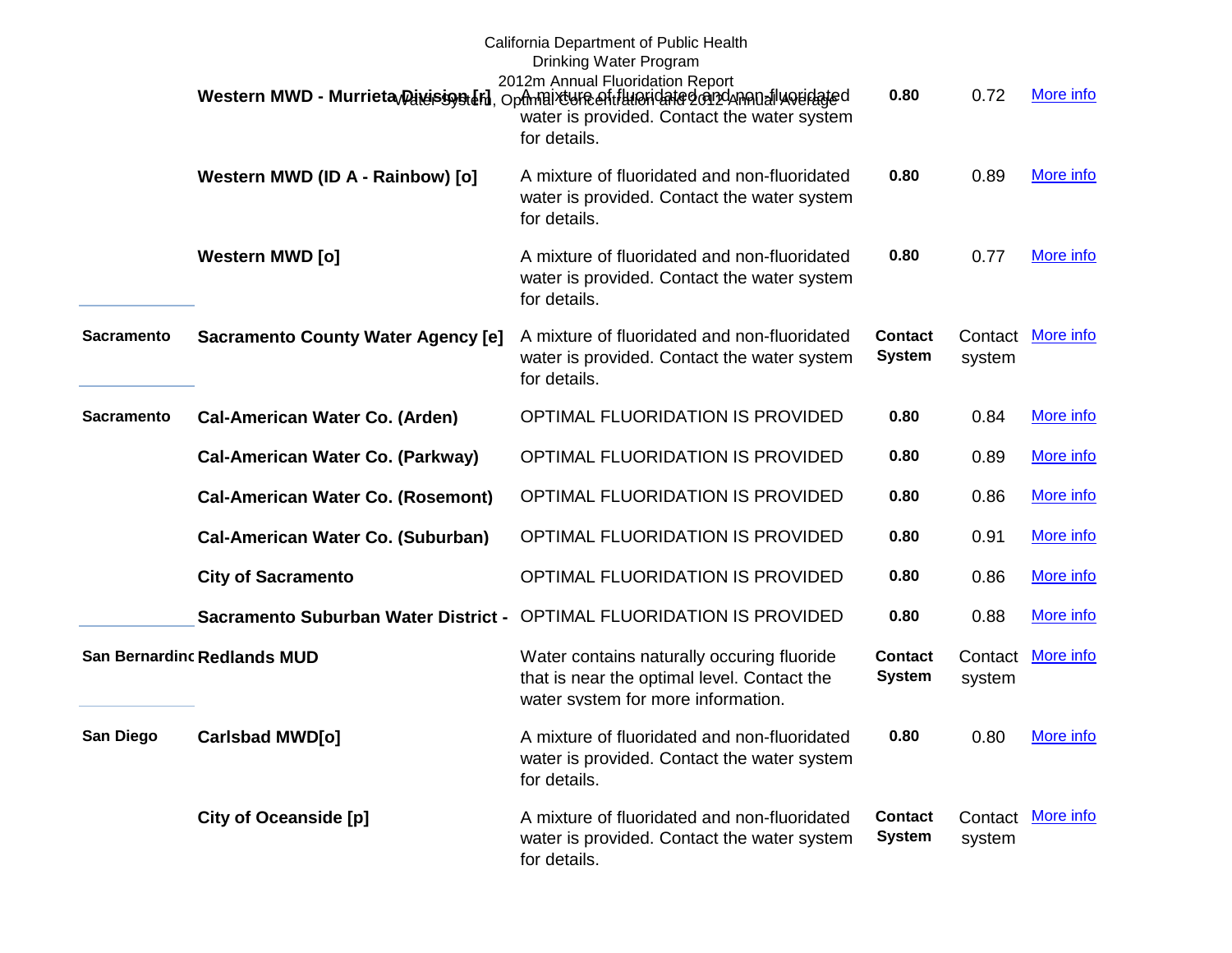| County | Water System | | Optimal Concentration | 2012 Annual Average | |
|---|---|---|---|---|---|
| | Western MWD - Murrieta Division [r] | A mixture of fluoridated and non-fluoridated water is provided. Contact the water system for details. | 0.80 | 0.72 | More info |
| | Western MWD (ID A - Rainbow) [o] | A mixture of fluoridated and non-fluoridated water is provided. Contact the water system for details. | 0.80 | 0.89 | More info |
| | Western MWD [o] | A mixture of fluoridated and non-fluoridated water is provided. Contact the water system for details. | 0.80 | 0.77 | More info |
| Sacramento | Sacramento County Water Agency [e] | A mixture of fluoridated and non-fluoridated water is provided. Contact the water system for details. | Contact System | Contact system | More info |
| Sacramento | Cal-American Water Co. (Arden) | OPTIMAL FLUORIDATION IS PROVIDED | 0.80 | 0.84 | More info |
| | Cal-American Water Co. (Parkway) | OPTIMAL FLUORIDATION IS PROVIDED | 0.80 | 0.89 | More info |
| | Cal-American Water Co. (Rosemont) | OPTIMAL FLUORIDATION IS PROVIDED | 0.80 | 0.86 | More info |
| | Cal-American Water Co. (Suburban) | OPTIMAL FLUORIDATION IS PROVIDED | 0.80 | 0.91 | More info |
| | City of Sacramento | OPTIMAL FLUORIDATION IS PROVIDED | 0.80 | 0.86 | More info |
| | Sacramento Suburban Water District - | OPTIMAL FLUORIDATION IS PROVIDED | 0.80 | 0.88 | More info |
| San Bernardinc | Redlands MUD | Water contains naturally occuring fluoride that is near the optimal level. Contact the water system for more information. | Contact System | Contact system | More info |
| San Diego | Carlsbad MWD[o] | A mixture of fluoridated and non-fluoridated water is provided. Contact the water system for details. | 0.80 | 0.80 | More info |
| | City of Oceanside [p] | A mixture of fluoridated and non-fluoridated water is provided. Contact the water system for details. | Contact System | Contact system | More info |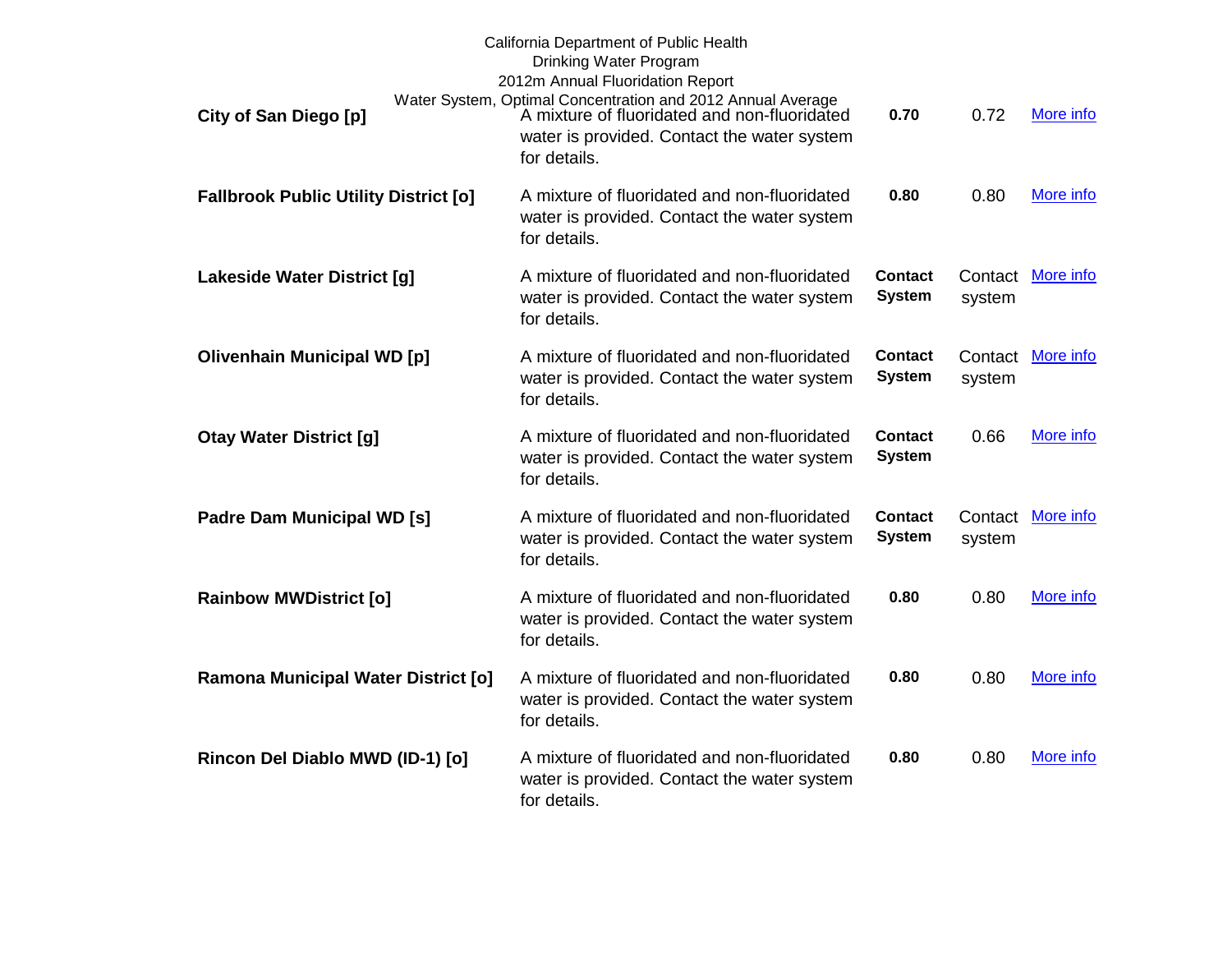California Department of Public Health
Drinking Water Program
2012m Annual Fluoridation Report
Water System, Optimal Concentration and 2012 Annual Average

| | | | | |
|---|---|---|---|---|
| **City of San Diego [p]** | A mixture of fluoridated and non-fluoridated water is provided. Contact the water system for details. | **0.70** | 0.72 | More info |
| **Fallbrook Public Utility District [o]** | A mixture of fluoridated and non-fluoridated water is provided. Contact the water system for details. | **0.80** | 0.80 | More info |
| **Lakeside Water District [g]** | A mixture of fluoridated and non-fluoridated water is provided. Contact the water system for details. | **Contact System** | Contact system | More info |
| **Olivenhain Municipal WD [p]** | A mixture of fluoridated and non-fluoridated water is provided. Contact the water system for details. | **Contact System** | Contact system | More info |
| **Otay Water District [g]** | A mixture of fluoridated and non-fluoridated water is provided. Contact the water system for details. | **Contact System** | 0.66 | More info |
| **Padre Dam Municipal WD [s]** | A mixture of fluoridated and non-fluoridated water is provided. Contact the water system for details. | **Contact System** | Contact system | More info |
| **Rainbow MWDistrict [o]** | A mixture of fluoridated and non-fluoridated water is provided. Contact the water system for details. | **0.80** | 0.80 | More info |
| **Ramona Municipal Water District [o]** | A mixture of fluoridated and non-fluoridated water is provided. Contact the water system for details. | **0.80** | 0.80 | More info |
| **Rincon Del Diablo MWD (ID-1) [o]** | A mixture of fluoridated and non-fluoridated water is provided. Contact the water system for details. | **0.80** | 0.80 | More info |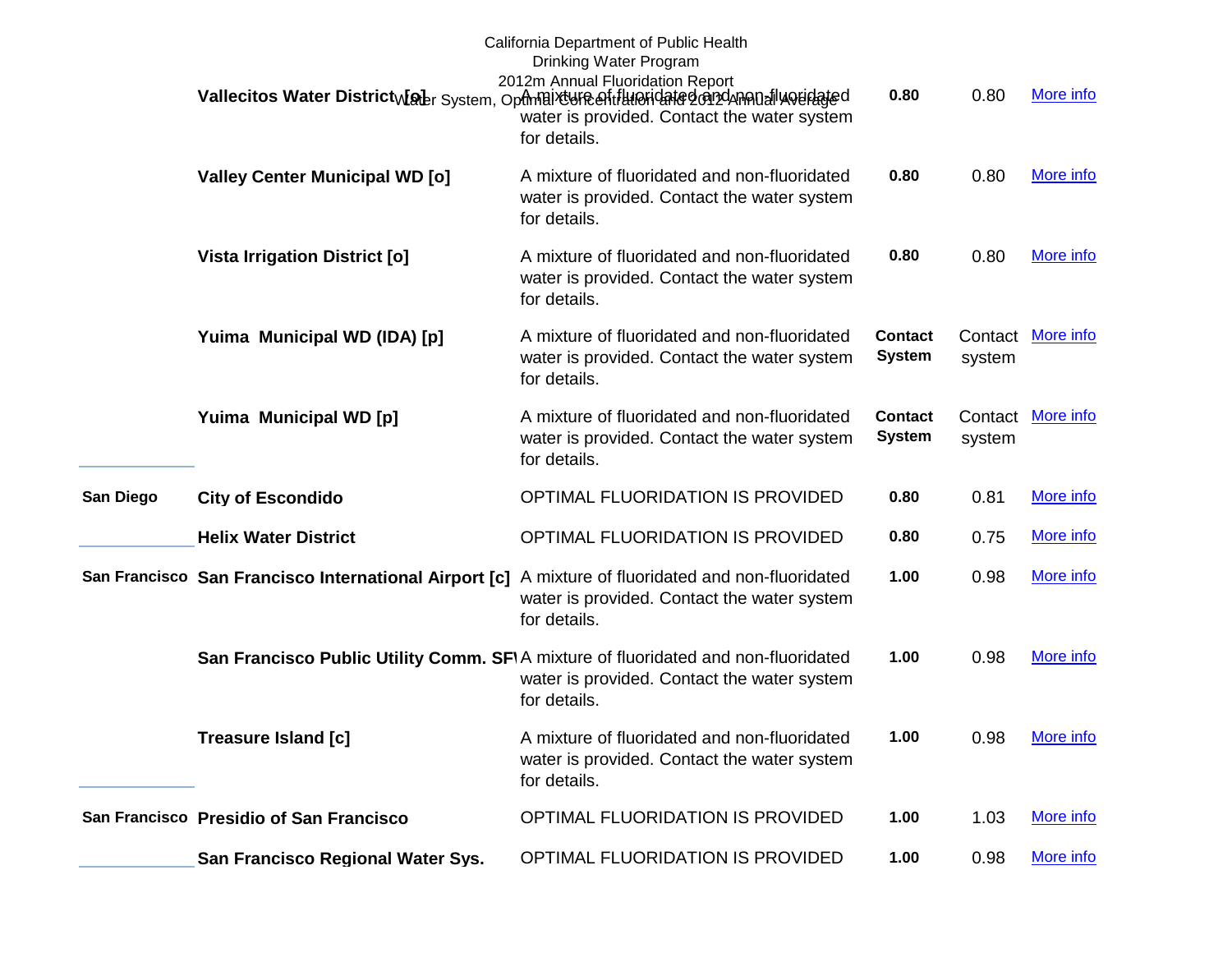California Department of Public Health
Drinking Water Program
2012m Annual Fluoridation Report
Water System, Optimal Concentration and 2012 Annual Average

| County | Water System | Status | Optimal | 2012 Annual Average | |
|---|---|---|---|---|---|
| | **Vallecitos Water District [o]** | A mixture of fluoridated and non-fluoridated water is provided. Contact the water system for details. | **0.80** | 0.80 | More info |
| | **Valley Center Municipal WD [o]** | A mixture of fluoridated and non-fluoridated water is provided. Contact the water system for details. | **0.80** | 0.80 | More info |
| | **Vista Irrigation District [o]** | A mixture of fluoridated and non-fluoridated water is provided. Contact the water system for details. | **0.80** | 0.80 | More info |
| | **Yuima Municipal WD (IDA) [p]** | A mixture of fluoridated and non-fluoridated water is provided. Contact the water system for details. | **Contact System** | Contact system | More info |
| | **Yuima Municipal WD [p]** | A mixture of fluoridated and non-fluoridated water is provided. Contact the water system for details. | **Contact System** | Contact system | More info |
| **San Diego** | **City of Escondido** | OPTIMAL FLUORIDATION IS PROVIDED | **0.80** | 0.81 | More info |
| | **Helix Water District** | OPTIMAL FLUORIDATION IS PROVIDED | **0.80** | 0.75 | More info |
| **San Francisco** | **San Francisco International Airport [c]** | A mixture of fluoridated and non-fluoridated water is provided. Contact the water system for details. | **1.00** | 0.98 | More info |
| | **San Francisco Public Utility Comm. SF** | A mixture of fluoridated and non-fluoridated water is provided. Contact the water system for details. | **1.00** | 0.98 | More info |
| | **Treasure Island [c]** | A mixture of fluoridated and non-fluoridated water is provided. Contact the water system for details. | **1.00** | 0.98 | More info |
| **San Francisco** | **Presidio of San Francisco** | OPTIMAL FLUORIDATION IS PROVIDED | **1.00** | 1.03 | More info |
| | **San Francisco Regional Water Sys.** | OPTIMAL FLUORIDATION IS PROVIDED | **1.00** | 0.98 | More info |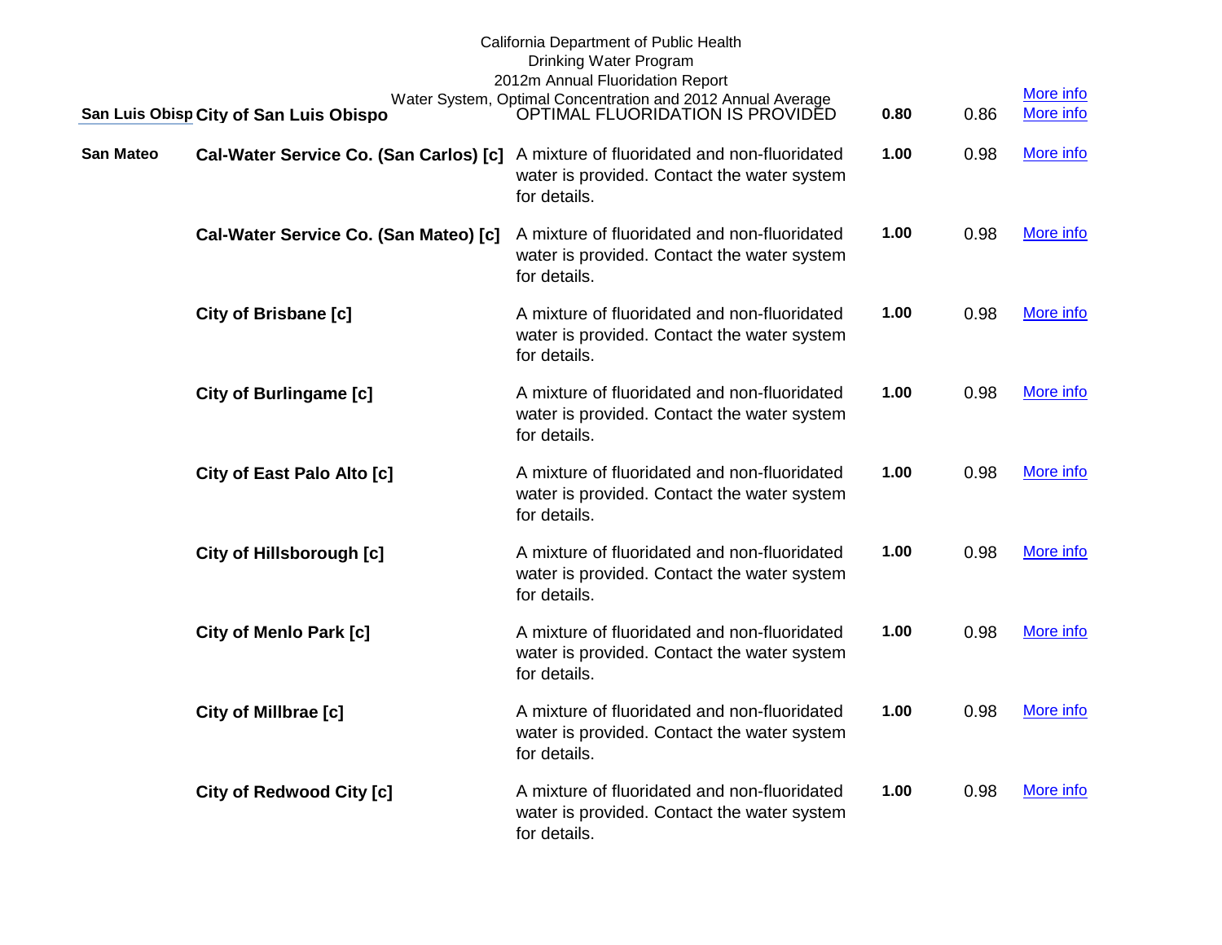California Department of Public Health
Drinking Water Program
2012m Annual Fluoridation Report
Water System, Optimal Concentration and 2012 Annual Average

| | | | | | |
|---|---|---|---|---|---|
| San Luis Obisp | **City of San Luis Obispo** | OPTIMAL FLUORIDATION IS PROVIDED | **0.80** | 0.86 | More info |
| San Mateo | **Cal-Water Service Co. (San Carlos) [c]** | A mixture of fluoridated and non-fluoridated water is provided. Contact the water system for details. | **1.00** | 0.98 | More info |
| | **Cal-Water Service Co. (San Mateo) [c]** | A mixture of fluoridated and non-fluoridated water is provided. Contact the water system for details. | **1.00** | 0.98 | More info |
| | **City of Brisbane [c]** | A mixture of fluoridated and non-fluoridated water is provided. Contact the water system for details. | **1.00** | 0.98 | More info |
| | **City of Burlingame [c]** | A mixture of fluoridated and non-fluoridated water is provided. Contact the water system for details. | **1.00** | 0.98 | More info |
| | **City of East Palo Alto [c]** | A mixture of fluoridated and non-fluoridated water is provided. Contact the water system for details. | **1.00** | 0.98 | More info |
| | **City of Hillsborough [c]** | A mixture of fluoridated and non-fluoridated water is provided. Contact the water system for details. | **1.00** | 0.98 | More info |
| | **City of Menlo Park [c]** | A mixture of fluoridated and non-fluoridated water is provided. Contact the water system for details. | **1.00** | 0.98 | More info |
| | **City of Millbrae [c]** | A mixture of fluoridated and non-fluoridated water is provided. Contact the water system for details. | **1.00** | 0.98 | More info |
| | **City of Redwood City [c]** | A mixture of fluoridated and non-fluoridated water is provided. Contact the water system for details. | **1.00** | 0.98 | More info |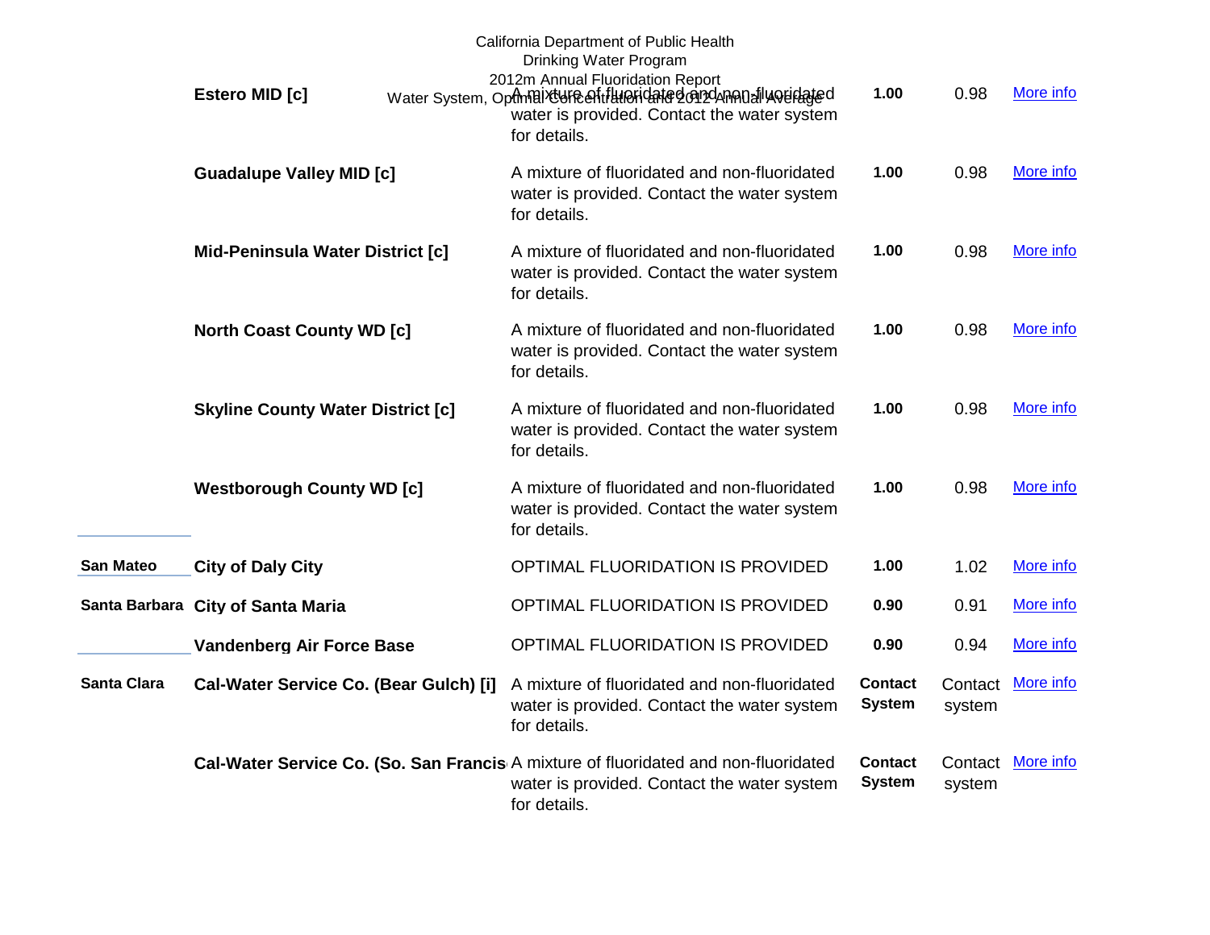| County | Water System | Status | Optimal Concentration | 2012 Annual Average | |
|---|---|---|---|---|---|
| | **Estero MID [c]** | A mixture of fluoridated and non-fluoridated water is provided. Contact the water system for details. | **1.00** | 0.98 | More info |
| | **Guadalupe Valley MID [c]** | A mixture of fluoridated and non-fluoridated water is provided. Contact the water system for details. | **1.00** | 0.98 | More info |
| | **Mid-Peninsula Water District [c]** | A mixture of fluoridated and non-fluoridated water is provided. Contact the water system for details. | **1.00** | 0.98 | More info |
| | **North Coast County WD [c]** | A mixture of fluoridated and non-fluoridated water is provided. Contact the water system for details. | **1.00** | 0.98 | More info |
| | **Skyline County Water District [c]** | A mixture of fluoridated and non-fluoridated water is provided. Contact the water system for details. | **1.00** | 0.98 | More info |
| | **Westborough County WD [c]** | A mixture of fluoridated and non-fluoridated water is provided. Contact the water system for details. | **1.00** | 0.98 | More info |
| **San Mateo** | **City of Daly City** | OPTIMAL FLUORIDATION IS PROVIDED | **1.00** | 1.02 | More info |
| **Santa Barbara** | **City of Santa Maria** | OPTIMAL FLUORIDATION IS PROVIDED | **0.90** | 0.91 | More info |
| | **Vandenberg Air Force Base** | OPTIMAL FLUORIDATION IS PROVIDED | **0.90** | 0.94 | More info |
| **Santa Clara** | **Cal-Water Service Co. (Bear Gulch) [i]** | A mixture of fluoridated and non-fluoridated water is provided. Contact the water system for details. | **Contact System** | Contact system | More info |
| | **Cal-Water Service Co. (So. San Francis** | A mixture of fluoridated and non-fluoridated water is provided. Contact the water system for details. | **Contact System** | Contact system | More info |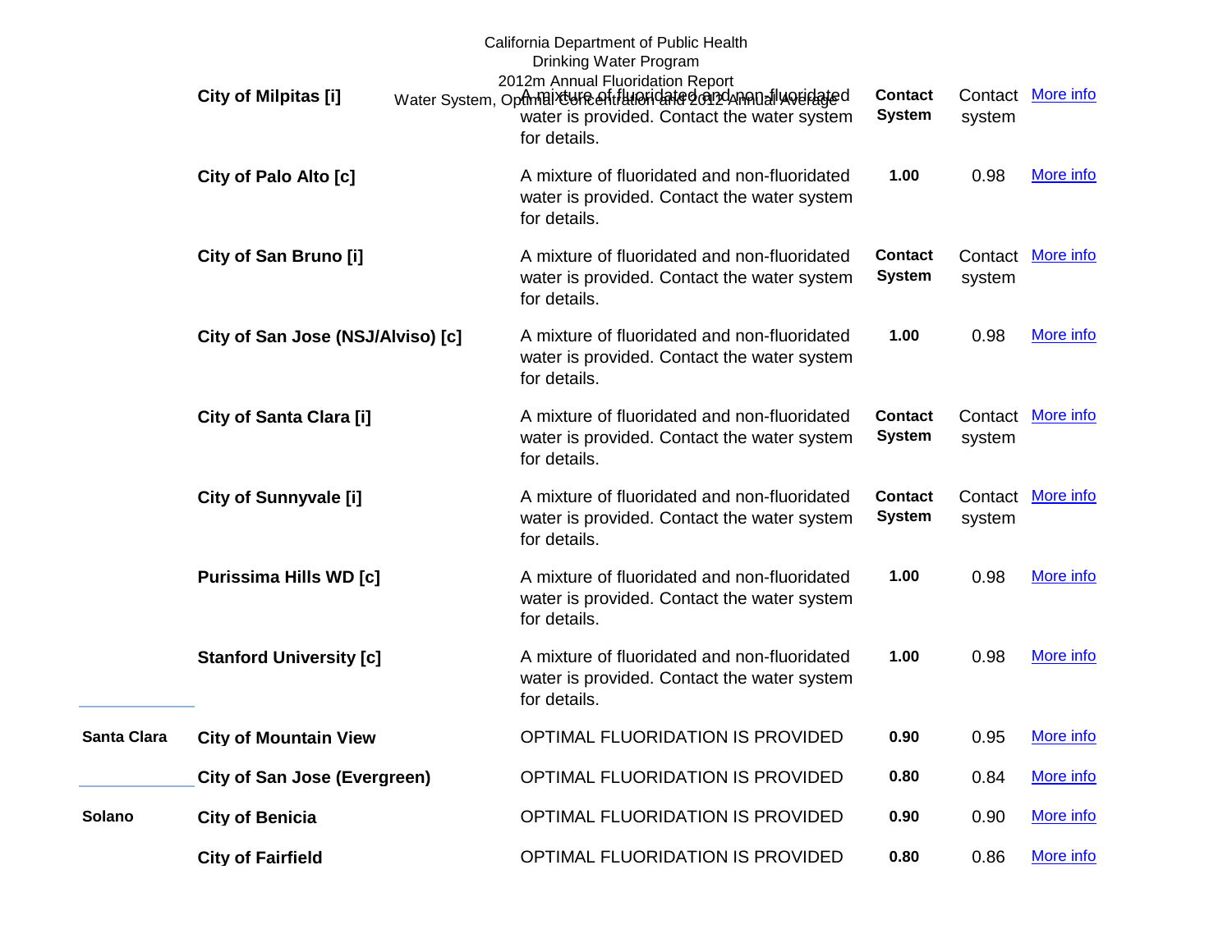California Department of Public Health
Drinking Water Program
2012m Annual Fluoridation Report
Water System, Optimal Concentration and 2012 Annual Average

| County | Water System | Status | Optimal Concentration | 2012 Annual Average | |
|---|---|---|---|---|---|
| | **City of Milpitas [i]** | A mixture of fluoridated and non-fluoridated water is provided. Contact the water system for details. | **Contact System** | Contact system | More info |
| | **City of Palo Alto [c]** | A mixture of fluoridated and non-fluoridated water is provided. Contact the water system for details. | **1.00** | 0.98 | More info |
| | **City of San Bruno [i]** | A mixture of fluoridated and non-fluoridated water is provided. Contact the water system for details. | **Contact System** | Contact system | More info |
| | **City of San Jose (NSJ/Alviso) [c]** | A mixture of fluoridated and non-fluoridated water is provided. Contact the water system for details. | **1.00** | 0.98 | More info |
| | **City of Santa Clara [i]** | A mixture of fluoridated and non-fluoridated water is provided. Contact the water system for details. | **Contact System** | Contact system | More info |
| | **City of Sunnyvale [i]** | A mixture of fluoridated and non-fluoridated water is provided. Contact the water system for details. | **Contact System** | Contact system | More info |
| | **Purissima Hills WD [c]** | A mixture of fluoridated and non-fluoridated water is provided. Contact the water system for details. | **1.00** | 0.98 | More info |
| | **Stanford University [c]** | A mixture of fluoridated and non-fluoridated water is provided. Contact the water system for details. | **1.00** | 0.98 | More info |
| **Santa Clara** | **City of Mountain View** | OPTIMAL FLUORIDATION IS PROVIDED | **0.90** | 0.95 | More info |
| | **City of San Jose (Evergreen)** | OPTIMAL FLUORIDATION IS PROVIDED | **0.80** | 0.84 | More info |
| **Solano** | **City of Benicia** | OPTIMAL FLUORIDATION IS PROVIDED | **0.90** | 0.90 | More info |
| | **City of Fairfield** | OPTIMAL FLUORIDATION IS PROVIDED | **0.80** | 0.86 | More info |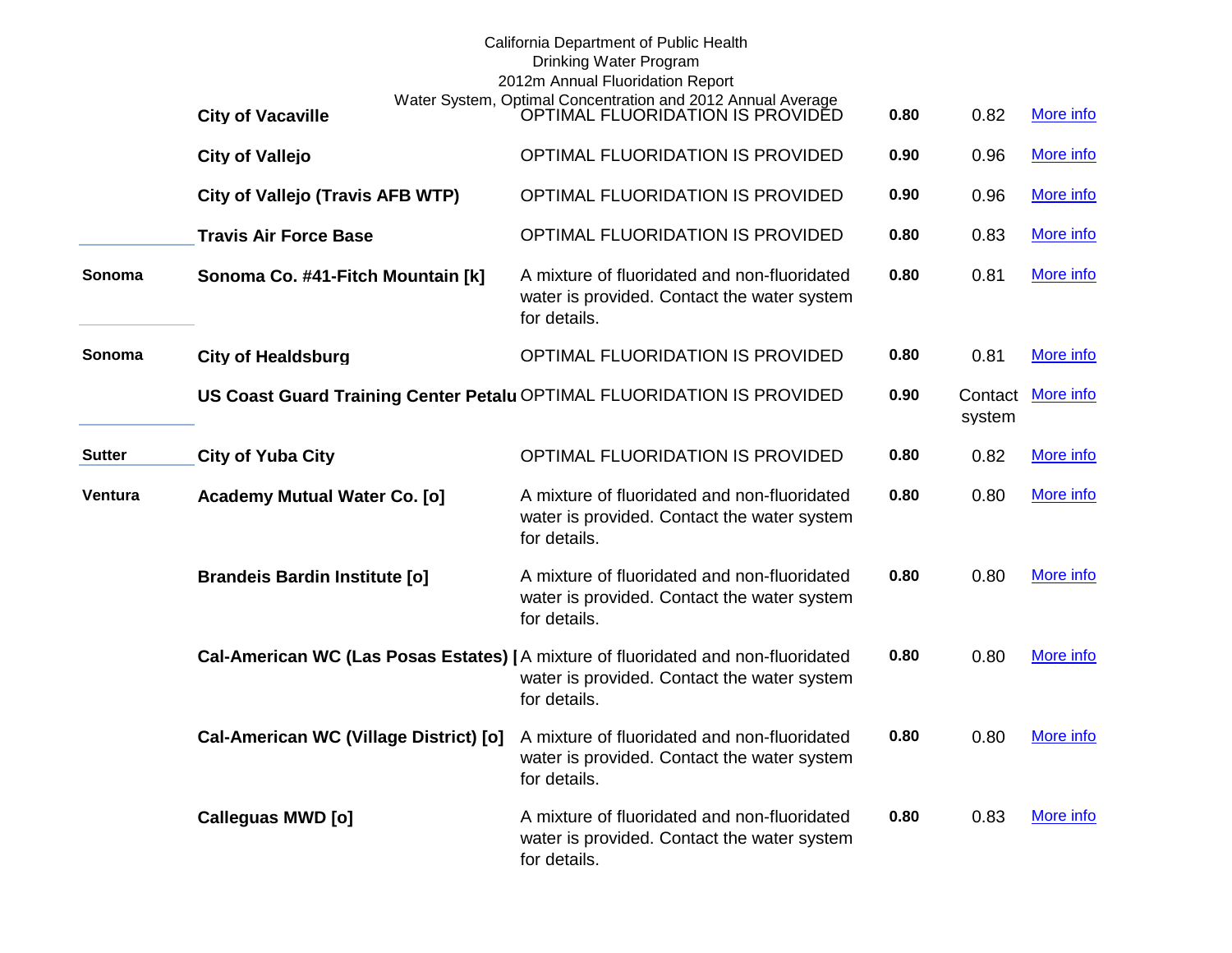California Department of Public Health
Drinking Water Program
2012m Annual Fluoridation Report
Water System, Optimal Concentration and 2012 Annual Average

| County | Water System | Status | Optimal | 2012 Average | |
|---|---|---|---|---|---|
| | **City of Vacaville** | OPTIMAL FLUORIDATION IS PROVIDED | **0.80** | 0.82 | More info |
| | **City of Vallejo** | OPTIMAL FLUORIDATION IS PROVIDED | **0.90** | 0.96 | More info |
| | **City of Vallejo (Travis AFB WTP)** | OPTIMAL FLUORIDATION IS PROVIDED | **0.90** | 0.96 | More info |
| | **Travis Air Force Base** | OPTIMAL FLUORIDATION IS PROVIDED | **0.80** | 0.83 | More info |
| **Sonoma** | **Sonoma Co. #41-Fitch Mountain [k]** | A mixture of fluoridated and non-fluoridated water is provided. Contact the water system for details. | **0.80** | 0.81 | More info |
| **Sonoma** | **City of Healdsburg** | OPTIMAL FLUORIDATION IS PROVIDED | **0.80** | 0.81 | More info |
| | **US Coast Guard Training Center Petalu** | OPTIMAL FLUORIDATION IS PROVIDED | **0.90** | Contact system | More info |
| **Sutter** | **City of Yuba City** | OPTIMAL FLUORIDATION IS PROVIDED | **0.80** | 0.82 | More info |
| **Ventura** | **Academy Mutual Water Co. [o]** | A mixture of fluoridated and non-fluoridated water is provided. Contact the water system for details. | **0.80** | 0.80 | More info |
| | **Brandeis Bardin Institute [o]** | A mixture of fluoridated and non-fluoridated water is provided. Contact the water system for details. | **0.80** | 0.80 | More info |
| | **Cal-American WC (Las Posas Estates) [** | A mixture of fluoridated and non-fluoridated water is provided. Contact the water system for details. | **0.80** | 0.80 | More info |
| | **Cal-American WC (Village District) [o]** | A mixture of fluoridated and non-fluoridated water is provided. Contact the water system for details. | **0.80** | 0.80 | More info |
| | **Calleguas MWD [o]** | A mixture of fluoridated and non-fluoridated water is provided. Contact the water system for details. | **0.80** | 0.83 | More info |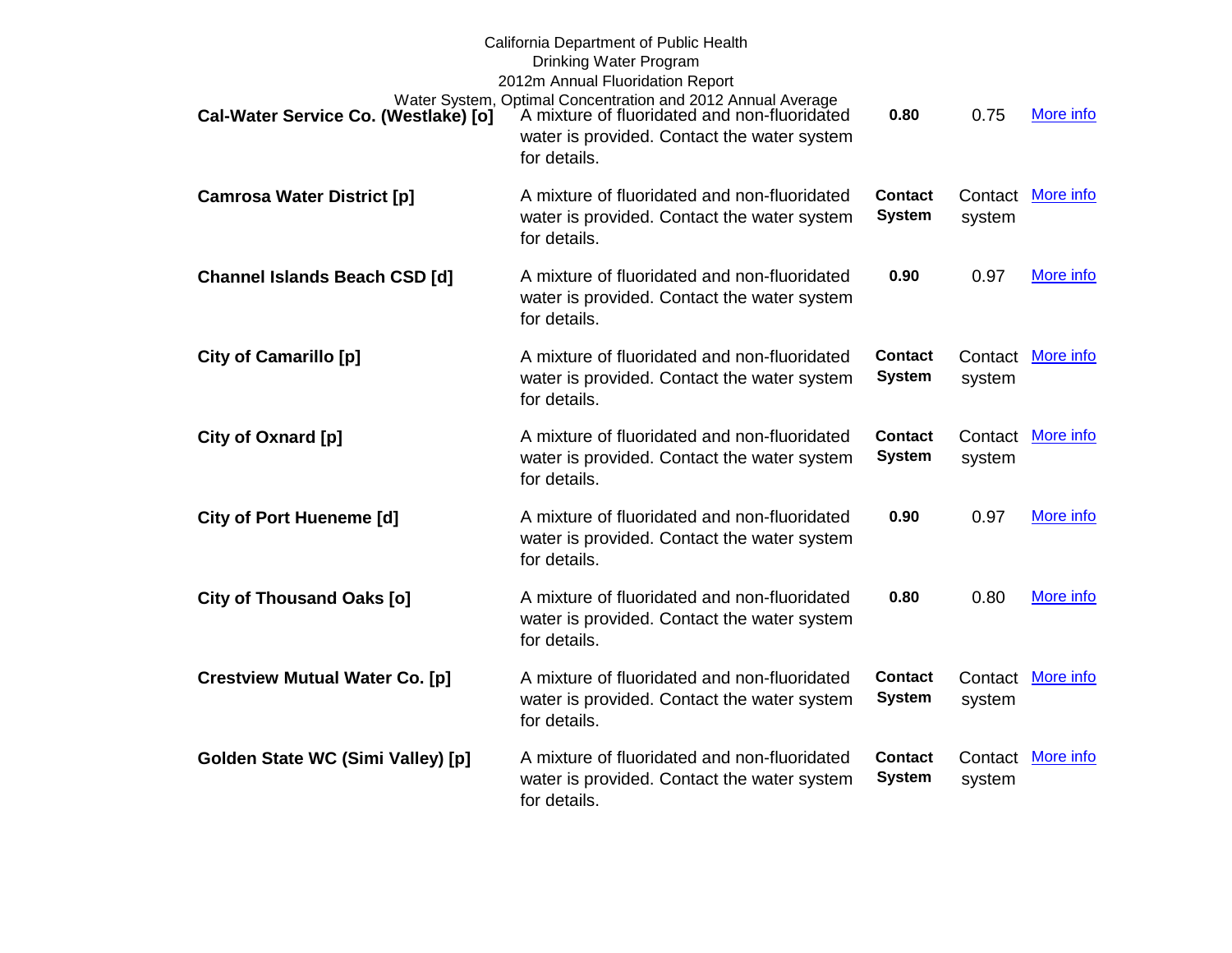| | | | | |
|---|---|---|---|---|
| **Cal-Water Service Co. (Westlake) [o]** | A mixture of fluoridated and non-fluoridated water is provided. Contact the water system for details. | **0.80** | 0.75 | More info |
| **Camrosa Water District [p]** | A mixture of fluoridated and non-fluoridated water is provided. Contact the water system for details. | **Contact System** | Contact system | More info |
| **Channel Islands Beach CSD [d]** | A mixture of fluoridated and non-fluoridated water is provided. Contact the water system for details. | **0.90** | 0.97 | More info |
| **City of Camarillo [p]** | A mixture of fluoridated and non-fluoridated water is provided. Contact the water system for details. | **Contact System** | Contact system | More info |
| **City of Oxnard [p]** | A mixture of fluoridated and non-fluoridated water is provided. Contact the water system for details. | **Contact System** | Contact system | More info |
| **City of Port Hueneme [d]** | A mixture of fluoridated and non-fluoridated water is provided. Contact the water system for details. | **0.90** | 0.97 | More info |
| **City of Thousand Oaks [o]** | A mixture of fluoridated and non-fluoridated water is provided. Contact the water system for details. | **0.80** | 0.80 | More info |
| **Crestview Mutual Water Co. [p]** | A mixture of fluoridated and non-fluoridated water is provided. Contact the water system for details. | **Contact System** | Contact system | More info |
| **Golden State WC (Simi Valley) [p]** | A mixture of fluoridated and non-fluoridated water is provided. Contact the water system for details. | **Contact System** | Contact system | More info |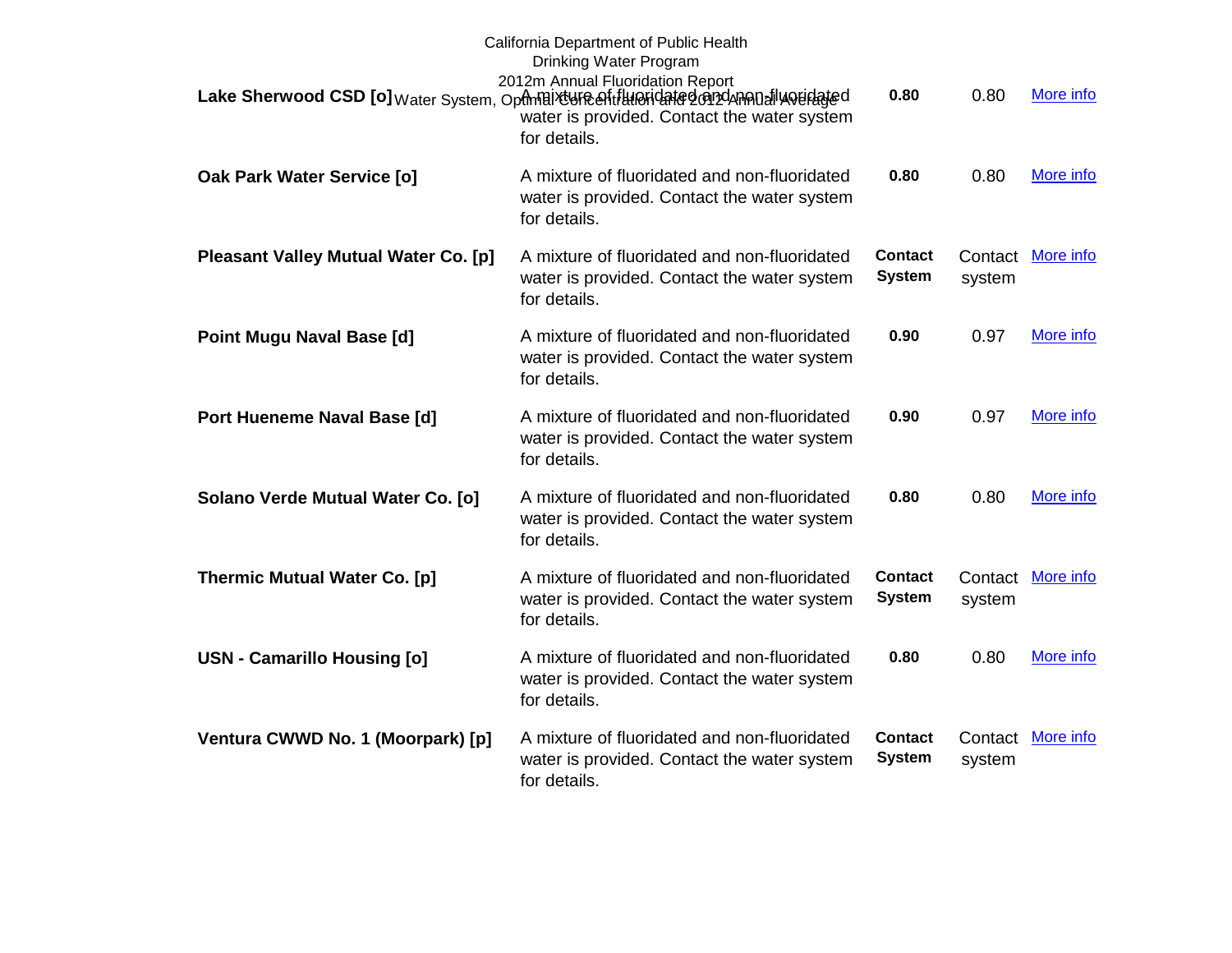| Water System | Description | Optimal Concentration | 2012 Annual Average | |
|---|---|---|---|---|
| **Lake Sherwood CSD [o]** | A mixture of fluoridated and non-fluoridated water is provided. Contact the water system for details. | **0.80** | 0.80 | More info |
| **Oak Park Water Service [o]** | A mixture of fluoridated and non-fluoridated water is provided. Contact the water system for details. | **0.80** | 0.80 | More info |
| **Pleasant Valley Mutual Water Co. [p]** | A mixture of fluoridated and non-fluoridated water is provided. Contact the water system for details. | **Contact System** | Contact system | More info |
| **Point Mugu Naval Base [d]** | A mixture of fluoridated and non-fluoridated water is provided. Contact the water system for details. | **0.90** | 0.97 | More info |
| **Port Hueneme Naval Base [d]** | A mixture of fluoridated and non-fluoridated water is provided. Contact the water system for details. | **0.90** | 0.97 | More info |
| **Solano Verde Mutual Water Co. [o]** | A mixture of fluoridated and non-fluoridated water is provided. Contact the water system for details. | **0.80** | 0.80 | More info |
| **Thermic Mutual Water Co. [p]** | A mixture of fluoridated and non-fluoridated water is provided. Contact the water system for details. | **Contact System** | Contact system | More info |
| **USN - Camarillo Housing [o]** | A mixture of fluoridated and non-fluoridated water is provided. Contact the water system for details. | **0.80** | 0.80 | More info |
| **Ventura CWWD No. 1 (Moorpark) [p]** | A mixture of fluoridated and non-fluoridated water is provided. Contact the water system for details. | **Contact System** | Contact system | More info |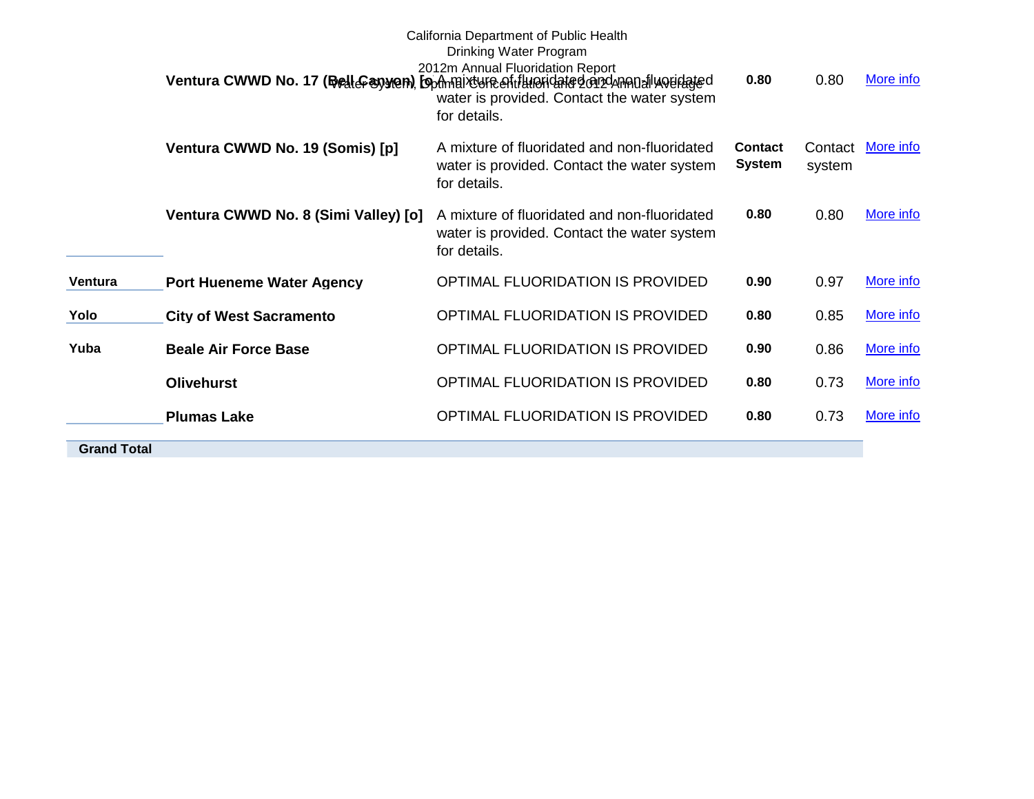| | | | | | |
|---|---|---|---|---|---|
| | **Ventura CWWD No. 17 (Bell Canyon) [o** | A mixture of fluoridated and non-fluoridated water is provided. Contact the water system for details. | **0.80** | 0.80 | More info |
| | **Ventura CWWD No. 19 (Somis) [p]** | A mixture of fluoridated and non-fluoridated water is provided. Contact the water system for details. | **Contact System** | Contact system | More info |
| | **Ventura CWWD No. 8 (Simi Valley) [o]** | A mixture of fluoridated and non-fluoridated water is provided. Contact the water system for details. | **0.80** | 0.80 | More info |
| **Ventura** | **Port Hueneme Water Agency** | OPTIMAL FLUORIDATION IS PROVIDED | **0.90** | 0.97 | More info |
| **Yolo** | **City of West Sacramento** | OPTIMAL FLUORIDATION IS PROVIDED | **0.80** | 0.85 | More info |
| **Yuba** | **Beale Air Force Base** | OPTIMAL FLUORIDATION IS PROVIDED | **0.90** | 0.86 | More info |
| | **Olivehurst** | OPTIMAL FLUORIDATION IS PROVIDED | **0.80** | 0.73 | More info |
| | **Plumas Lake** | OPTIMAL FLUORIDATION IS PROVIDED | **0.80** | 0.73 | More info |
| **Grand Total** | | | | | |